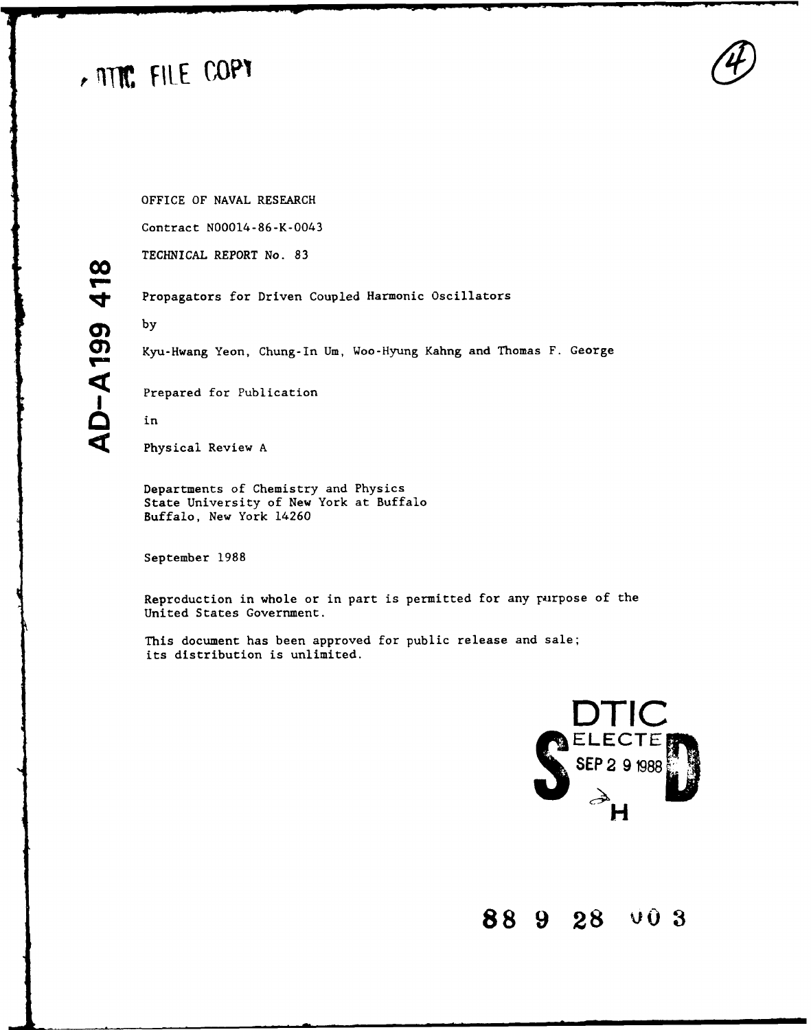DTIC FILE COPY

(4)

AD-A199 418

OFFICE OF NAVAL RESEARCH

Contract N00014-86-K-0043

TECHNICAL REPORT No. 83

Propagators for Driven Coupled Harmonic Oscillators

by

Kyu-Hwang Yeon, Chung-In Um, Woo-Hyung Kahng and Thomas F. George

Prepared for Publication

in

Physical Review A

Departments of Chemistry and Physics
State University of New York at Buffalo
Buffalo, New York 14260

September 1988

Reproduction in whole or in part is permitted for any purpose of the United States Government.

This document has been approved for public release and sale; its distribution is unlimited.

DTIC
ELECTE
SEP 29 1988
S H D

88 9 28 003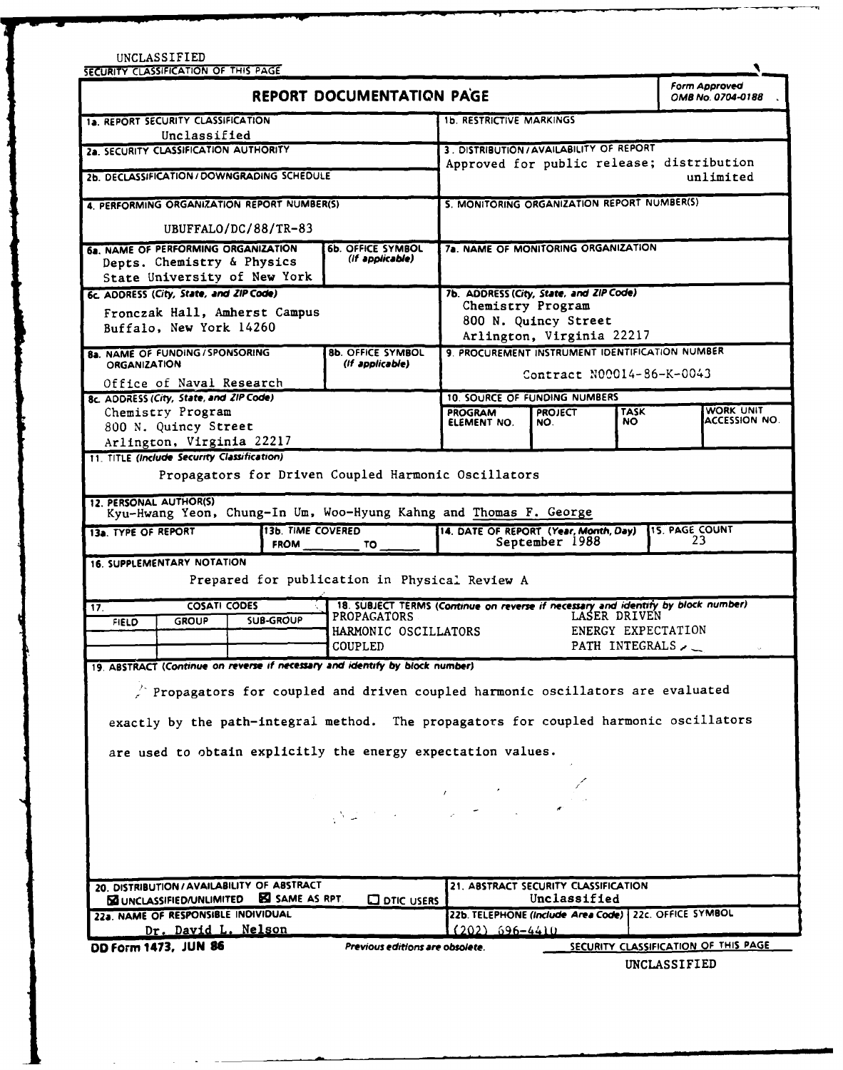UNCLASSIFIED

SECURITY CLASSIFICATION OF THIS PAGE

# REPORT DOCUMENTATION PAGE

Form Approved
OMB No. 0704-0188

| | |
|---|---|
| 1a. REPORT SECURITY CLASSIFICATION<br>Unclassified | 1b. RESTRICTIVE MARKINGS |
| 2a. SECURITY CLASSIFICATION AUTHORITY | 3. DISTRIBUTION/AVAILABILITY OF REPORT<br>Approved for public release; distribution unlimited |
| 2b. DECLASSIFICATION/DOWNGRADING SCHEDULE | |
| 4. PERFORMING ORGANIZATION REPORT NUMBER(S)<br>UBUFFALO/DC/88/TR-83 | 5. MONITORING ORGANIZATION REPORT NUMBER(S) |
| 6a. NAME OF PERFORMING ORGANIZATION<br>Depts. Chemistry & Physics<br>State University of New York<br>6b. OFFICE SYMBOL (If applicable) | 7a. NAME OF MONITORING ORGANIZATION |
| 6c. ADDRESS (City, State, and ZIP Code)<br>Fronczak Hall, Amherst Campus<br>Buffalo, New York 14260 | 7b. ADDRESS (City, State, and ZIP Code)<br>Chemistry Program<br>800 N. Quincy Street<br>Arlington, Virginia 22217 |
| 8a. NAME OF FUNDING/SPONSORING ORGANIZATION<br>Office of Naval Research<br>8b. OFFICE SYMBOL (If applicable) | 9. PROCUREMENT INSTRUMENT IDENTIFICATION NUMBER<br>Contract N00014-86-K-0043 |
| 8c. ADDRESS (City, State, and ZIP Code)<br>Chemistry Program<br>800 N. Quincy Street<br>Arlington, Virginia 22217 | 10. SOURCE OF FUNDING NUMBERS<br>PROGRAM ELEMENT NO. / PROJECT NO. / TASK NO / WORK UNIT ACCESSION NO. |

11. TITLE (Include Security Classification)

Propagators for Driven Coupled Harmonic Oscillators

12. PERSONAL AUTHOR(S)

Kyu-Hwang Yeon, Chung-In Um, Woo-Hyung Kahng and Thomas F. George

| 13a. TYPE OF REPORT | 13b. TIME COVERED | 14. DATE OF REPORT (Year, Month, Day) | 15. PAGE COUNT |
|---|---|---|---|
| | FROM ____ TO ____ | September 1988 | 23 |

16. SUPPLEMENTARY NOTATION

Prepared for publication in Physical Review A

| 17. COSATI CODES | | | 18. SUBJECT TERMS (Continue on reverse if necessary and identify by block number) | |
|---|---|---|---|---|
| FIELD | GROUP | SUB-GROUP | PROPAGATORS | LASER DRIVEN |
| | | | HARMONIC OSCILLATORS | ENERGY EXPECTATION |
| | | | COUPLED | PATH INTEGRALS |

19. ABSTRACT (Continue on reverse if necessary and identify by block number)

Propagators for coupled and driven coupled harmonic oscillators are evaluated exactly by the path-integral method. The propagators for coupled harmonic oscillators are used to obtain explicitly the energy expectation values.

| | |
|---|---|
| 20. DISTRIBUTION/AVAILABILITY OF ABSTRACT<br>☒ UNCLASSIFIED/UNLIMITED ☒ SAME AS RPT. ☐ DTIC USERS | 21. ABSTRACT SECURITY CLASSIFICATION<br>Unclassified |
| 22a. NAME OF RESPONSIBLE INDIVIDUAL<br>Dr. David L. Nelson | 22b. TELEPHONE (Include Area Code)<br>(202) 696-4410<br>22c. OFFICE SYMBOL |

DD Form 1473, JUN 86 — Previous editions are obsolete.

SECURITY CLASSIFICATION OF THIS PAGE

UNCLASSIFIED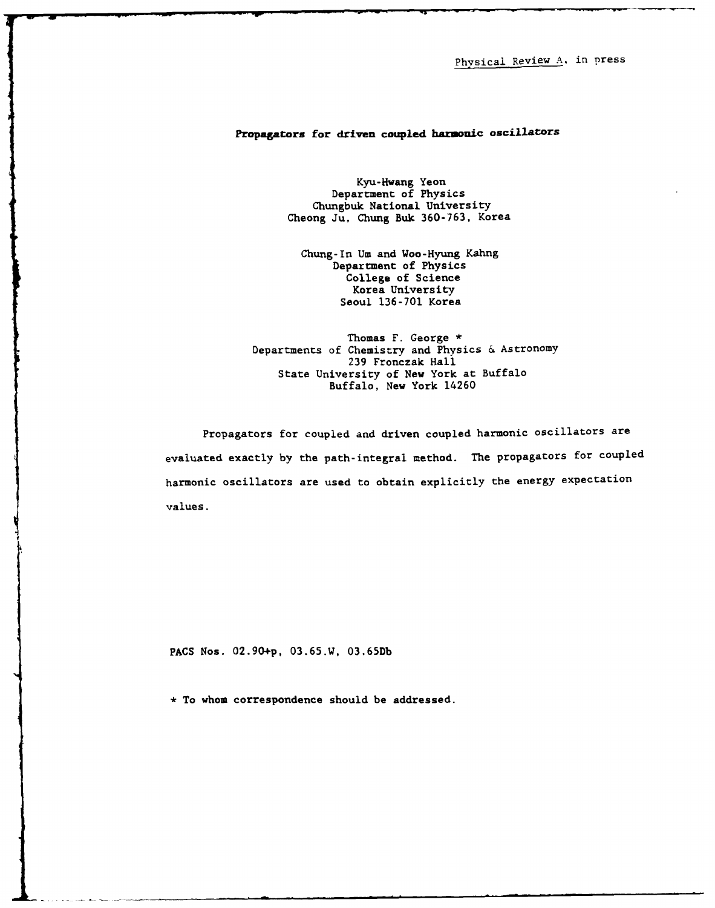Physical Review A, in press

# Propagators for driven coupled harmonic oscillators

Kyu-Hwang Yeon
Department of Physics
Chungbuk National University
Cheong Ju, Chung Buk 360-763, Korea

Chung-In Um and Woo-Hyung Kahng
Department of Physics
College of Science
Korea University
Seoul 136-701 Korea

Thomas F. George *
Departments of Chemistry and Physics & Astronomy
239 Fronczak Hall
State University of New York at Buffalo
Buffalo, New York 14260

Propagators for coupled and driven coupled harmonic oscillators are evaluated exactly by the path-integral method. The propagators for coupled harmonic oscillators are used to obtain explicitly the energy expectation values.

PACS Nos. 02.90+p, 03.65.W, 03.65Db

* To whom correspondence should be addressed.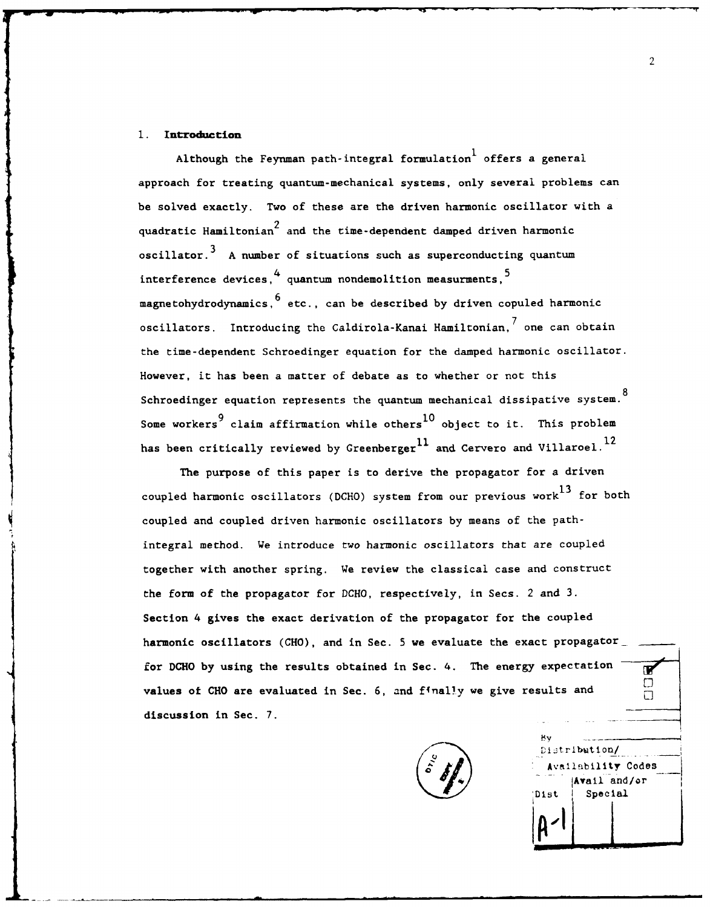## 1. Introduction

Although the Feynman path-integral formulation[1] offers a general approach for treating quantum-mechanical systems, only several problems can be solved exactly. Two of these are the driven harmonic oscillator with a quadratic Hamiltonian[2] and the time-dependent damped driven harmonic oscillator.[3] A number of situations such as superconducting quantum interference devices,[4] quantum nondemolition measurments,[5] magnetohydrodynamics,[6] etc., can be described by driven copuled harmonic oscillators. Introducing the Caldirola-Kanai Hamiltonian,[7] one can obtain the time-dependent Schroedinger equation for the damped harmonic oscillator. However, it has been a matter of debate as to whether or not this Schroedinger equation represents the quantum mechanical dissipative system.[8] Some workers[9] claim affirmation while others[10] object to it. This problem has been critically reviewed by Greenberger[11] and Cervero and Villaroel.[12]

The purpose of this paper is to derive the propagator for a driven coupled harmonic oscillators (DCHO) system from our previous work[13] for both coupled and coupled driven harmonic oscillators by means of the path-integral method. We introduce two harmonic oscillators that are coupled together with another spring. We review the classical case and construct the form of the propagator for DCHO, respectively, in Secs. 2 and 3. Section 4 gives the exact derivation of the propagator for the coupled harmonic oscillators (CHO), and in Sec. 5 we evaluate the exact propagator for DCHO by using the results obtained in Sec. 4. The energy expectation values of CHO are evaluated in Sec. 6, and finally we give results and discussion in Sec. 7.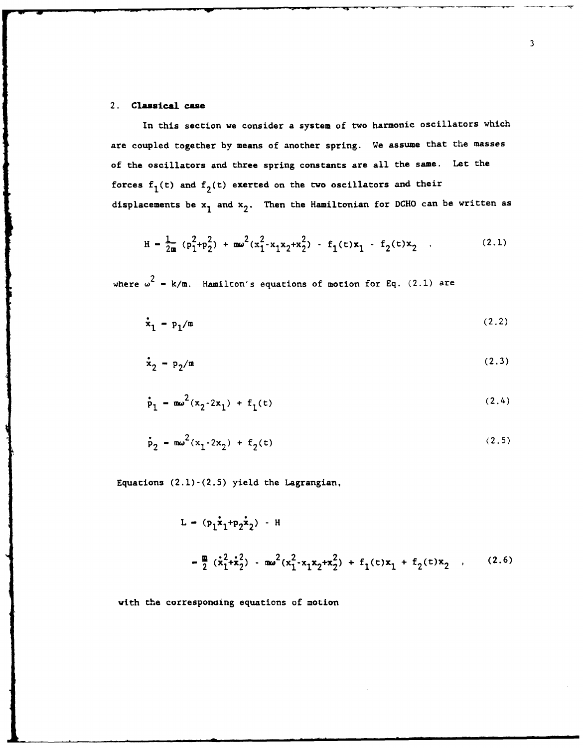## 2. **Classical case**

In this section we consider a system of two harmonic oscillators which are coupled together by means of another spring. We assume that the masses of the oscillators and three spring constants are all the same. Let the forces $f_1(t)$ and $f_2(t)$ exerted on the two oscillators and their displacements be $x_1$ and $x_2$. Then the Hamiltonian for DCHO can be written as

$$H = \frac{1}{2m}(p_1^2+p_2^2) + m\omega^2(x_1^2-x_1x_2+x_2^2) - f_1(t)x_1 - f_2(t)x_2 \quad , \tag{2.1}$$

where $\omega^2 = k/m$. Hamilton's equations of motion for Eq. (2.1) are

$$\dot{x}_1 = p_1/m \tag{2.2}$$

$$\dot{x}_2 = p_2/m \tag{2.3}$$

$$\dot{p}_1 = m\omega^2(x_2-2x_1) + f_1(t) \tag{2.4}$$

$$\dot{p}_2 = m\omega^2(x_1-2x_2) + f_2(t) \tag{2.5}$$

Equations (2.1)-(2.5) yield the Lagrangian,

$$\begin{aligned} L &= (p_1\dot{x}_1+p_2\dot{x}_2) - H \\ &= \frac{m}{2}(\dot{x}_1^2+\dot{x}_2^2) - m\omega^2(x_1^2-x_1x_2+x_2^2) + f_1(t)x_1 + f_2(t)x_2 \quad , \end{aligned} \tag{2.6}$$

with the corresponding equations of motion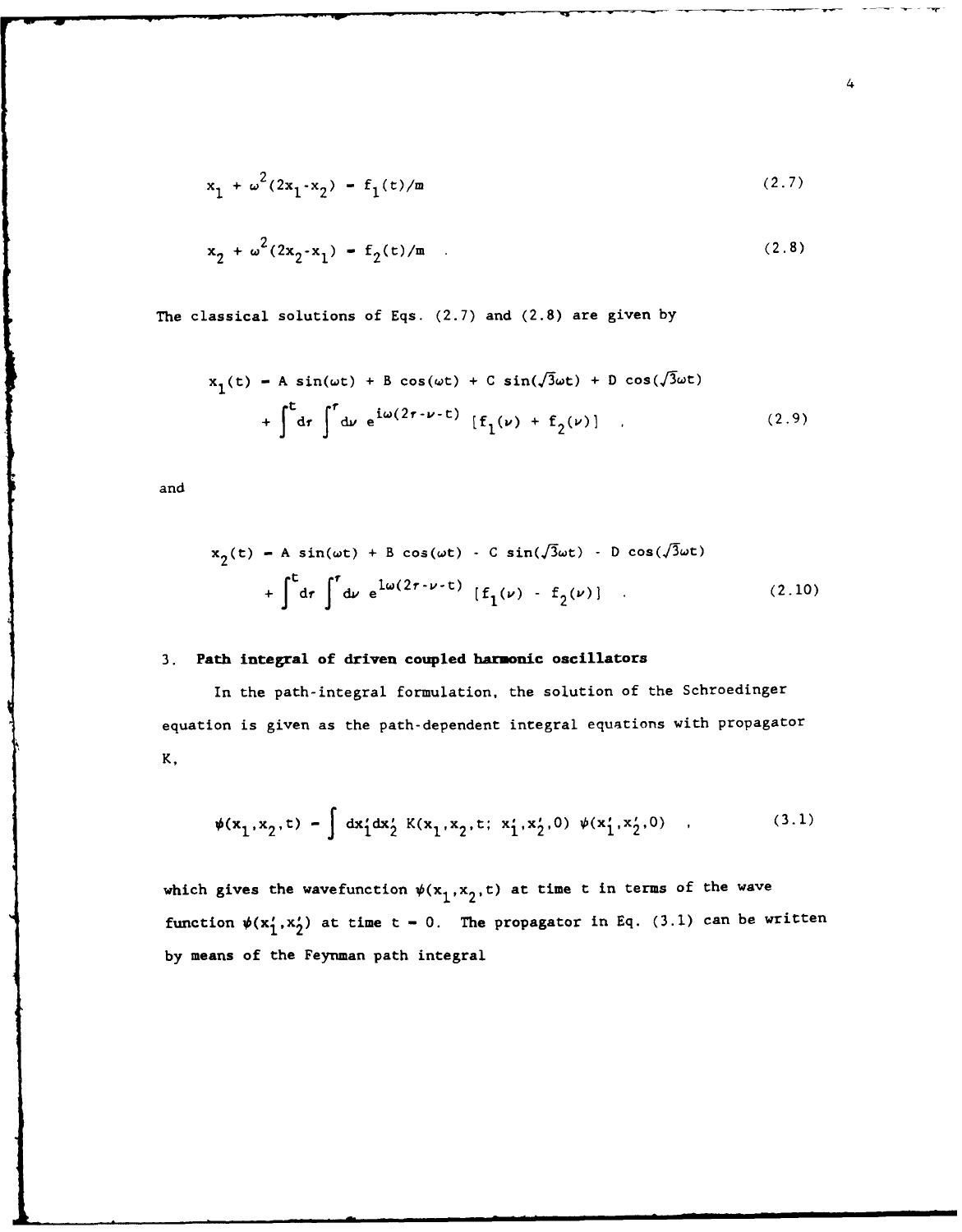$$x_1 + \omega^2(2x_1 - x_2) = f_1(t)/m \tag{2.7}$$

$$x_2 + \omega^2(2x_2 - x_1) = f_2(t)/m \quad . \tag{2.8}$$

The classical solutions of Eqs. (2.7) and (2.8) are given by

$$x_1(t) = A \sin(\omega t) + B \cos(\omega t) + C \sin(\sqrt{3}\omega t) + D \cos(\sqrt{3}\omega t)$$
$$+ \int^t d\tau \int^\tau d\nu \; e^{i\omega(2\tau - \nu - t)} \; [f_1(\nu) + f_2(\nu)] \quad , \tag{2.9}$$

and

$$x_2(t) = A \sin(\omega t) + B \cos(\omega t) - C \sin(\sqrt{3}\omega t) - D \cos(\sqrt{3}\omega t)$$
$$+ \int^t d\tau \int^\tau d\nu \; e^{i\omega(2\tau - \nu - t)} \; [f_1(\nu) - f_2(\nu)] \quad . \tag{2.10}$$

## 3. **Path integral of driven coupled harmonic oscillators**

In the path-integral formulation, the solution of the Schroedinger equation is given as the path-dependent integral equations with propagator K,

$$\psi(x_1, x_2, t) = \int dx_1' dx_2' \; K(x_1, x_2, t; \; x_1', x_2', 0) \; \psi(x_1', x_2', 0) \quad , \tag{3.1}$$

which gives the wavefunction $\psi(x_1, x_2, t)$ at time t in terms of the wave function $\psi(x_1', x_2')$ at time $t = 0$. The propagator in Eq. (3.1) can be written by means of the Feynman path integral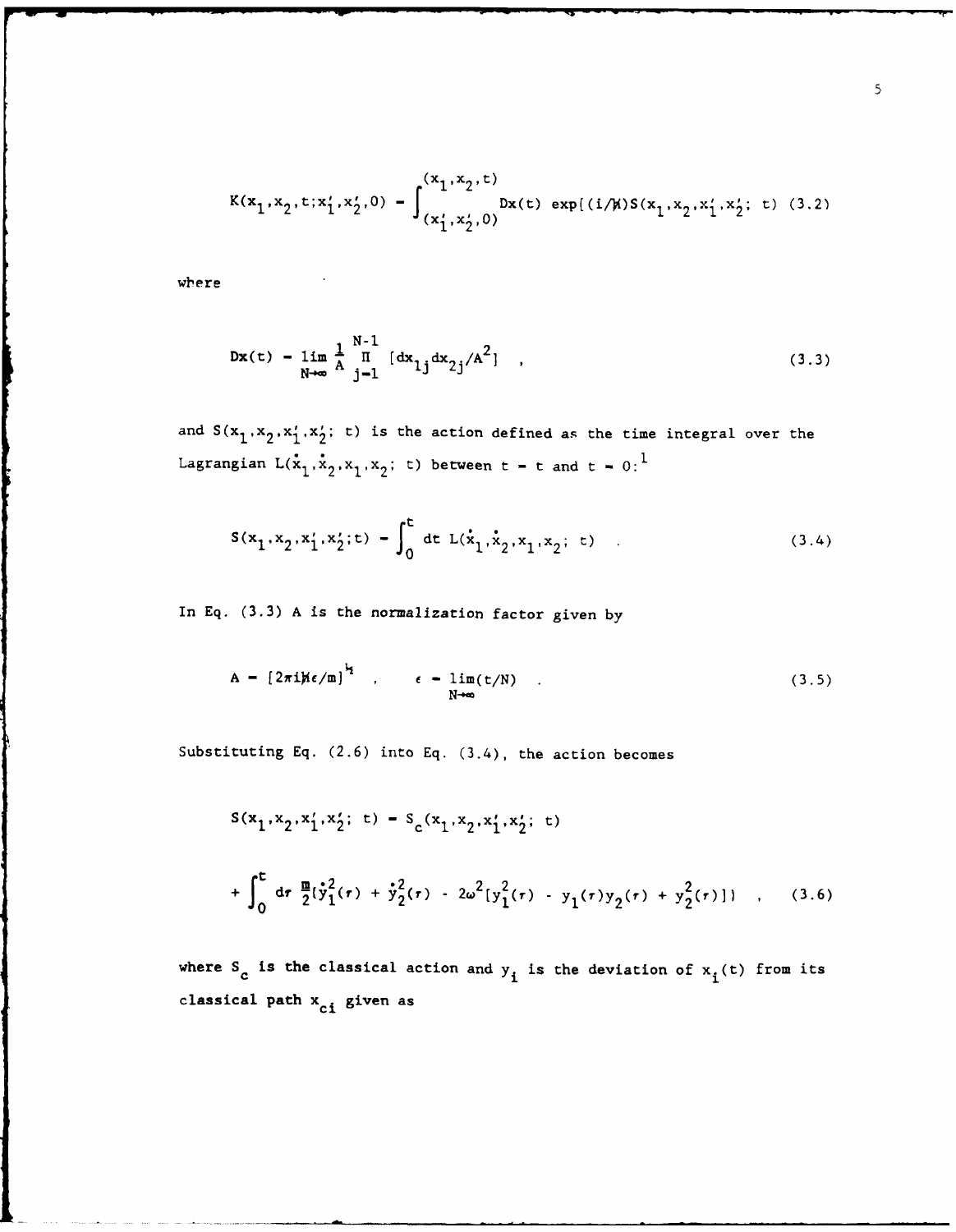$$K(x_1,x_2,t;x_1',x_2',0) = \int_{(x_1',x_2',0)}^{(x_1,x_2,t)} Dx(t)\ \exp[(i/\hbar)S(x_1,x_2,x_1',x_2';\ t) \quad (3.2)$$

where

$$Dx(t) = \lim_{N\to\infty} \frac{1}{A} \prod_{j=1}^{N-1} [dx_{1j}dx_{2j}/A^2] \quad , \quad (3.3)$$

and $S(x_1,x_2,x_1',x_2';\ t)$ is the action defined as the time integral over the Lagrangian $L(\dot{x}_1,\dot{x}_2,x_1,x_2;\ t)$ between $t = t$ and $t = 0$:[1]

$$S(x_1,x_2,x_1',x_2';t) = \int_0^t dt\ L(\dot{x}_1,\dot{x}_2,x_1,x_2;\ t) \quad . \quad (3.4)$$

In Eq. (3.3) A is the normalization factor given by

$$A = [2\pi i\hbar\epsilon/m]^{1/2} \quad , \qquad \epsilon = \lim_{N\to\infty}(t/N) \quad . \quad (3.5)$$

Substituting Eq. (2.6) into Eq. (3.4), the action becomes

$$S(x_1,x_2,x_1',x_2';\ t) = S_c(x_1,x_2,x_1',x_2';\ t)$$

$$+ \int_0^t d\tau\ \frac{m}{2}[\dot{y}_1^2(\tau) + \dot{y}_2^2(\tau) - 2\omega^2[y_1^2(\tau) - y_1(\tau)y_2(\tau) + y_2^2(\tau)]] \quad , \quad (3.6)$$

where $S_c$ is the classical action and $y_i$ is the deviation of $x_i(t)$ from its classical path $x_{ci}$ given as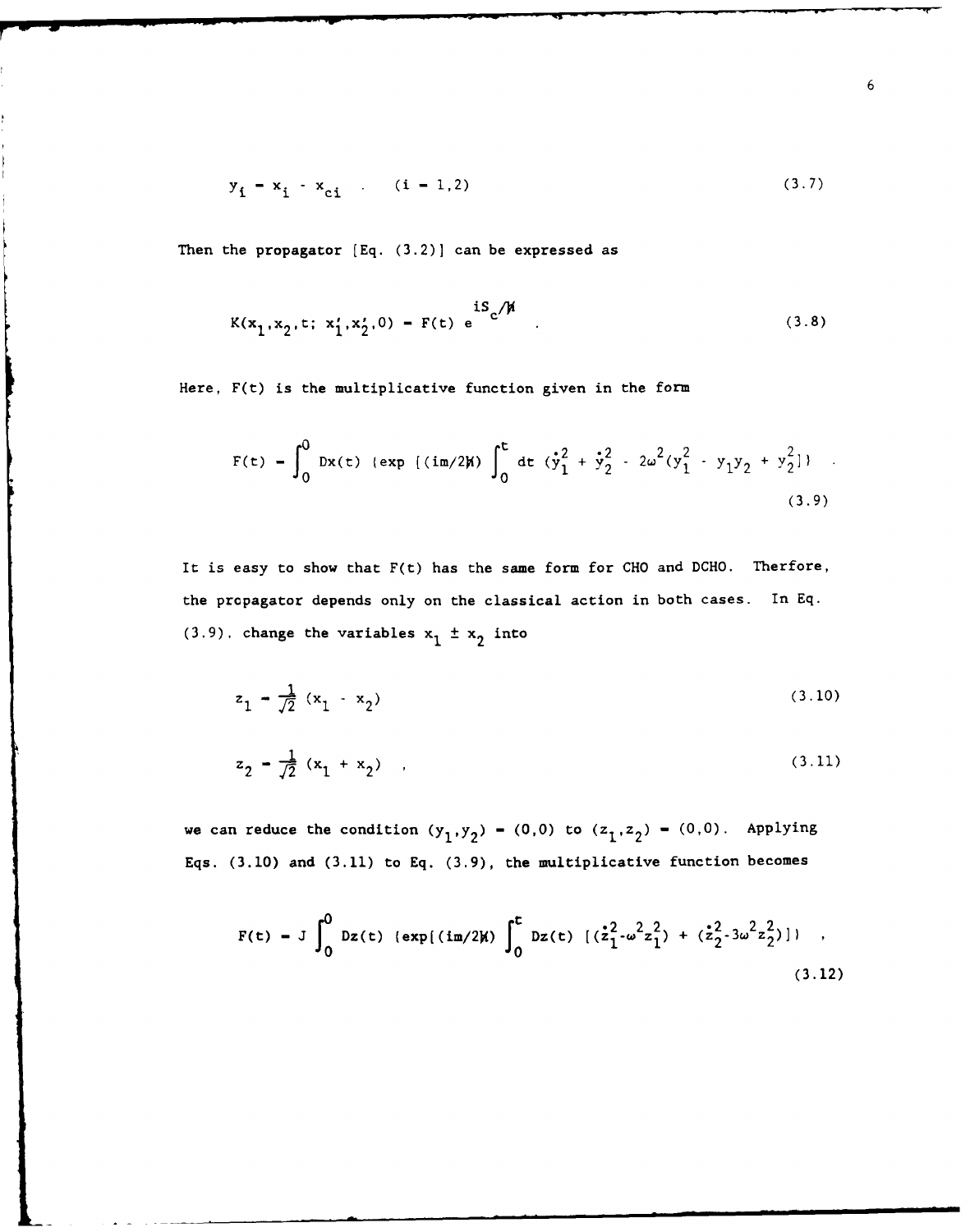$$y_i = x_i - x_{ci} \quad . \quad (i = 1,2) \tag{3.7}$$

Then the propagator [Eq. (3.2)] can be expressed as

$$K(x_1, x_2, t; x_1', x_2', 0) = F(t)\, e^{iS_c/\hbar} \quad . \tag{3.8}$$

Here, F(t) is the multiplicative function given in the form

$$F(t) = \int_0^0 Dx(t) \,\{\exp\,[(im/2\hbar) \int_0^t dt\, (\dot{y}_1^2 + \dot{y}_2^2 - 2\omega^2(y_1^2 - y_1 y_2 + y_2^2]\} \quad . \tag{3.9}$$

It is easy to show that F(t) has the same form for CHO and DCHO. Therfore, the propagator depends only on the classical action in both cases. In Eq. (3.9), change the variables $x_1 \pm x_2$ into

$$z_1 = \frac{1}{\sqrt{2}}(x_1 - x_2) \tag{3.10}$$

$$z_2 = \frac{1}{\sqrt{2}}(x_1 + x_2) \quad , \tag{3.11}$$

we can reduce the condition $(y_1, y_2) = (0,0)$ to $(z_1, z_2) = (0,0)$. Applying Eqs. (3.10) and (3.11) to Eq. (3.9), the multiplicative function becomes

$$F(t) = J \int_0^0 Dz(t) \,\{\exp[(im/2\hbar) \int_0^t Dz(t)\, [(\dot{z}_1^2 - \omega^2 z_1^2) + (\dot{z}_2^2 - 3\omega^2 z_2^2)]\} \quad , \tag{3.12}$$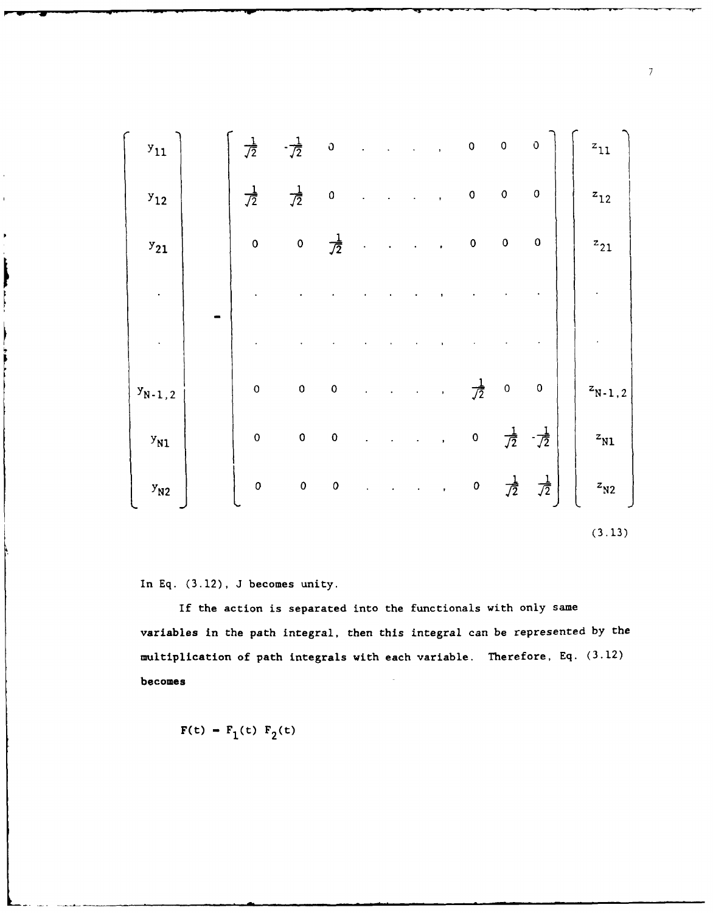$$
\begin{pmatrix} y_{11} \\ y_{12} \\ y_{21} \\ \cdot \\ \cdot \\ y_{N-1,2} \\ y_{N1} \\ y_{N2} \end{pmatrix}
=
\begin{pmatrix}
\frac{1}{\sqrt{2}} & -\frac{1}{\sqrt{2}} & 0 & \cdot & \cdot & \cdot & \cdot, & 0 & 0 & 0 \\
\frac{1}{\sqrt{2}} & \frac{1}{\sqrt{2}} & 0 & \cdot & \cdot & \cdot & \cdot, & 0 & 0 & 0 \\
0 & 0 & \frac{1}{\sqrt{2}} & \cdot & \cdot & \cdot & \cdot, & 0 & 0 & 0 \\
\cdot & \cdot & \cdot & \cdot & \cdot & \cdot & \cdot, & \cdot & \cdot & \cdot \\
\cdot & \cdot & \cdot & \cdot & \cdot & \cdot & \cdot, & \cdot & \cdot & \cdot \\
0 & 0 & 0 & \cdot & \cdot & \cdot & \cdot, & \frac{1}{\sqrt{2}} & 0 & 0 \\
0 & 0 & 0 & \cdot & \cdot & \cdot & \cdot, & 0 & \frac{1}{\sqrt{2}} & -\frac{1}{\sqrt{2}} \\
0 & 0 & 0 & \cdot & \cdot & \cdot & \cdot, & 0 & \frac{1}{\sqrt{2}} & \frac{1}{\sqrt{2}}
\end{pmatrix}
\begin{pmatrix} z_{11} \\ z_{12} \\ z_{21} \\ \cdot \\ \cdot \\ z_{N-1,2} \\ z_{N1} \\ z_{N2} \end{pmatrix}
\tag{3.13}
$$

In Eq. (3.12), J becomes unity.

If the action is separated into the functionals with only same variables in the path integral, then this integral can be represented by the multiplication of path integrals with each variable. Therefore, Eq. (3.12) becomes

$$F(t) = F_1(t)\ F_2(t)$$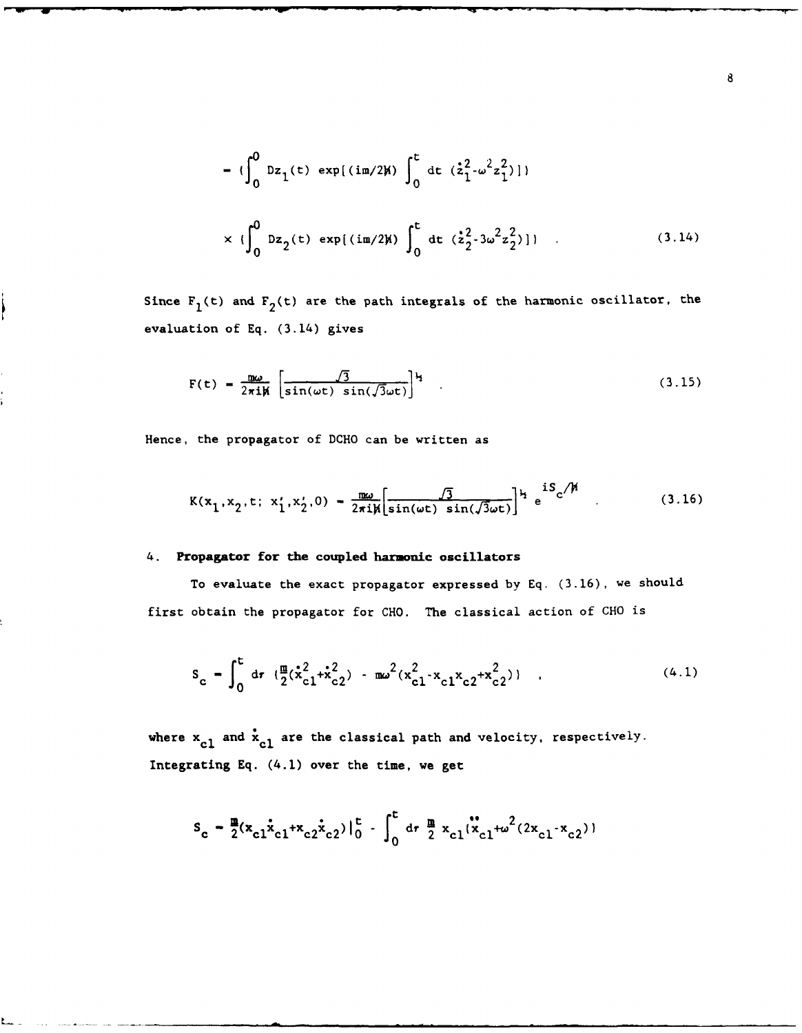$$= (\int_0^0 Dz_1(t)\ \exp[(im/2\hbar)\int_0^t dt\ (\dot{z}_1^2-\omega^2 z_1^2)])$$

$$\times (\int_0^0 Dz_2(t)\ \exp[(im/2\hbar)\int_0^t dt\ (\dot{z}_2^2-3\omega^2 z_2^2)]) \quad . \tag{3.14}$$

Since $F_1(t)$ and $F_2(t)$ are the path integrals of the harmonic oscillator, the evaluation of Eq. (3.14) gives

$$F(t) = \frac{m\omega}{2\pi i\hbar}\left[\frac{\sqrt{3}}{\sin(\omega t)\ \sin(\sqrt{3}\omega t)}\right]^{\frac{1}{2}} \quad . \tag{3.15}$$

Hence, the propagator of DCHO can be written as

$$K(x_1,x_2,t;\ x_1',x_2',0) = \frac{m\omega}{2\pi i\hbar}\left[\frac{\sqrt{3}}{\sin(\omega t)\ \sin(\sqrt{3}\omega t)}\right]^{\frac{1}{2}} e^{iS_c/\hbar} \quad . \tag{3.16}$$

## 4. Propagator for the coupled harmonic oscillators

To evaluate the exact propagator expressed by Eq. (3.16), we should first obtain the propagator for CHO. The classical action of CHO is

$$S_c = \int_0^t d\tau\ (\frac{m}{2}(\dot{x}_{c1}^2+\dot{x}_{c2}^2) - m\omega^2(x_{c1}^2-x_{c1}x_{c2}+x_{c2}^2)) \quad , \tag{4.1}$$

where $x_{c1}$ and $\dot{x}_{c1}$ are the classical path and velocity, respectively. Integrating Eq. (4.1) over the time, we get

$$S_c = \frac{m}{2}(x_{c1}\dot{x}_{c1}+x_{c2}\dot{x}_{c2})|_0^t - \int_0^t d\tau\ \frac{m}{2}\ x_{c1}(\ddot{x}_{c1}+\omega^2(2x_{c1}-x_{c2}))$$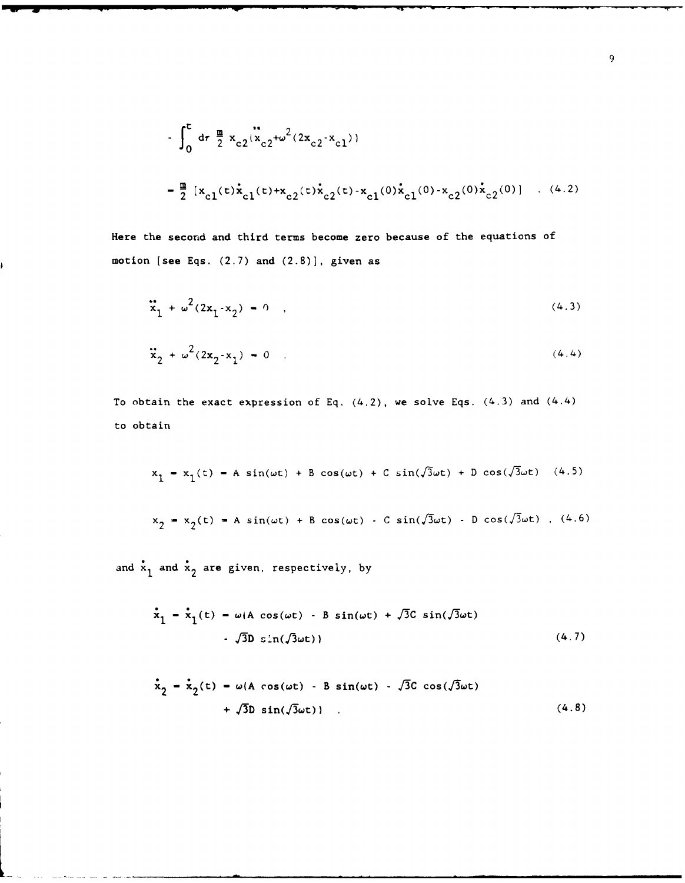$$- \int_0^t d\tau \, \frac{m}{2} \, x_{c2}(\ddot{x}_{c2}+\omega^2(2x_{c2}-x_{c1}))$$

$$= \frac{m}{2} \, [x_{c1}(t)\dot{x}_{c1}(t)+x_{c2}(t)\dot{x}_{c2}(t)-x_{c1}(0)\dot{x}_{c1}(0)-x_{c2}(0)\dot{x}_{c2}(0)] \quad . \quad (4.2)$$

Here the second and third terms become zero because of the equations of motion [see Eqs. (2.7) and (2.8)], given as

$$\ddot{x}_1 + \omega^2(2x_1-x_2) = 0 \quad , \quad (4.3)$$

$$\ddot{x}_2 + \omega^2(2x_2-x_1) = 0 \quad . \quad (4.4)$$

To obtain the exact expression of Eq. (4.2), we solve Eqs. (4.3) and (4.4) to obtain

$$x_1 = x_1(t) = A \sin(\omega t) + B \cos(\omega t) + C \sin(\sqrt{3}\omega t) + D \cos(\sqrt{3}\omega t) \quad (4.5)$$

$$x_2 = x_2(t) = A \sin(\omega t) + B \cos(\omega t) - C \sin(\sqrt{3}\omega t) - D \cos(\sqrt{3}\omega t) \quad , \quad (4.6)$$

and $\dot{x}_1$ and $\dot{x}_2$ are given, respectively, by

$$\dot{x}_1 = \dot{x}_1(t) = \omega(A \cos(\omega t) - B \sin(\omega t) + \sqrt{3}C \sin(\sqrt{3}\omega t) - \sqrt{3}D \sin(\sqrt{3}\omega t)) \quad (4.7)$$

$$\dot{x}_2 = \dot{x}_2(t) = \omega(A \cos(\omega t) - B \sin(\omega t) - \sqrt{3}C \cos(\sqrt{3}\omega t) + \sqrt{3}D \sin(\sqrt{3}\omega t)) \quad . \quad (4.8)$$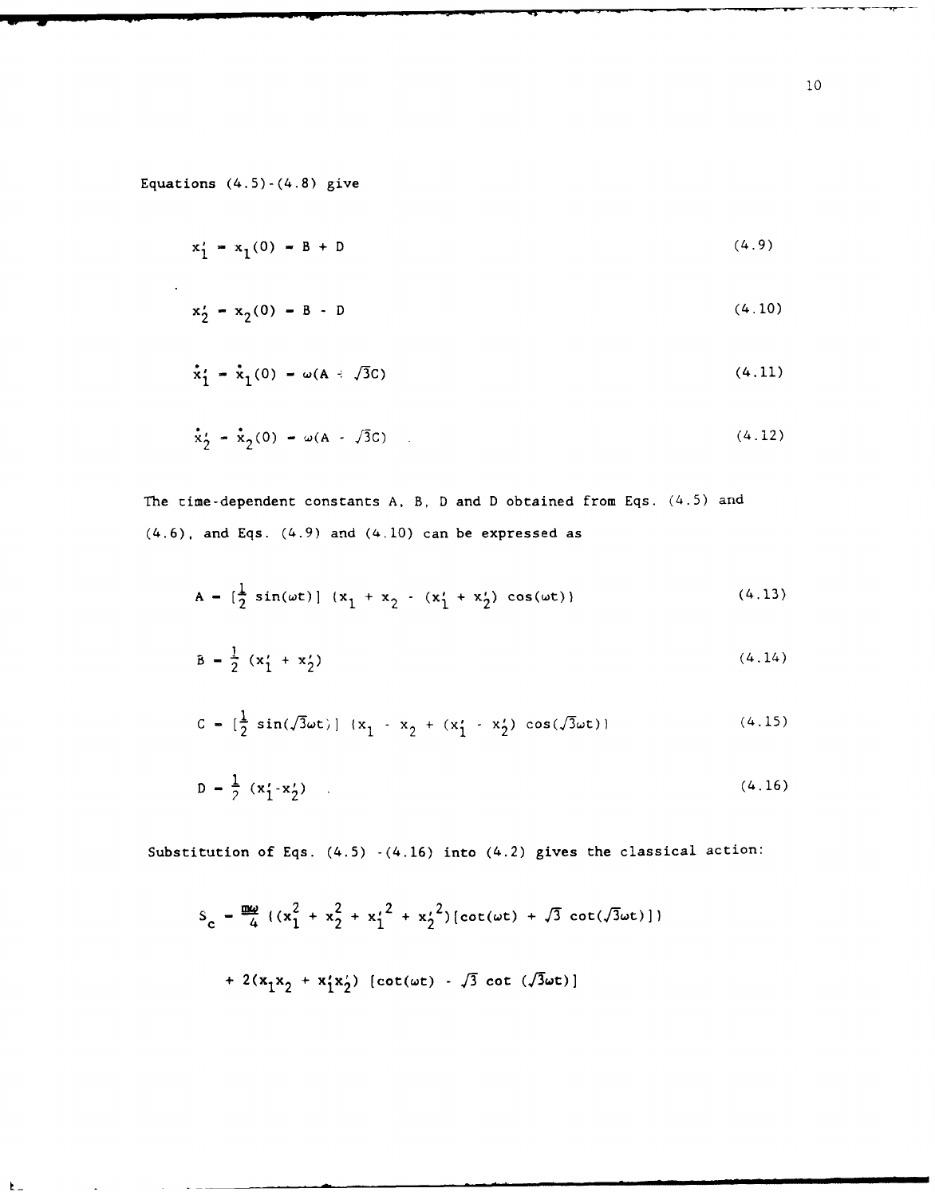Equations (4.5)-(4.8) give

$$x_1' = x_1(0) = B + D \tag{4.9}$$

$$x_2' = x_2(0) = B - D \tag{4.10}$$

$$\dot{x}_1' = \dot{x}_1(0) = \omega(A + \sqrt{3}C) \tag{4.11}$$

$$\dot{x}_2' = \dot{x}_2(0) = \omega(A - \sqrt{3}C) \quad . \tag{4.12}$$

The time-dependent constants A, B, D and D obtained from Eqs. (4.5) and (4.6), and Eqs. (4.9) and (4.10) can be expressed as

$$A = [\frac{1}{2} \sin(\omega t)] \{x_1 + x_2 - (x_1' + x_2') \cos(\omega t)\} \tag{4.13}$$

$$B = \frac{1}{2} (x_1' + x_2') \tag{4.14}$$

$$C = [\frac{1}{2} \sin(\sqrt{3}\omega t)] \{x_1 - x_2 + (x_1' - x_2') \cos(\sqrt{3}\omega t)\} \tag{4.15}$$

$$D = \frac{1}{2} (x_1' - x_2') \quad . \tag{4.16}$$

Substitution of Eqs. (4.5) -(4.16) into (4.2) gives the classical action:

$$S_c = \frac{m\omega}{4} \{(x_1^2 + x_2^2 + x_1'^2 + x_2'^2)[\cot(\omega t) + \sqrt{3} \cot(\sqrt{3}\omega t)]\}$$

$$+ 2(x_1 x_2 + x_1' x_2') [\cot(\omega t) - \sqrt{3} \cot (\sqrt{3}\omega t)]$$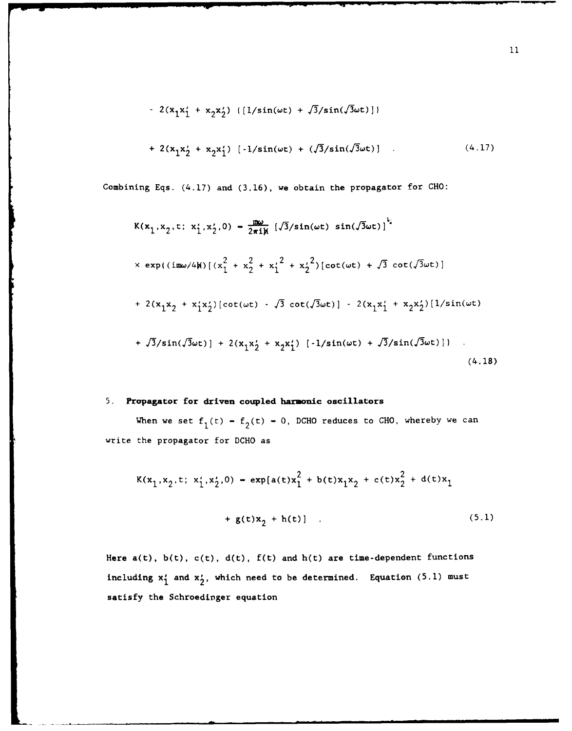$$- 2(x_1x_1' + x_2x_2')\ \{[1/\sin(\omega t) + \sqrt{3}/\sin(\sqrt{3}\omega t)]\}$$

$$+ 2(x_1x_2' + x_2x_1')\ [-1/\sin(\omega t) + (\sqrt{3}/\sin(\sqrt{3}\omega t)] \quad . \tag{4.17}$$

Combining Eqs. (4.17) and (3.16), we obtain the propagator for CHO:

$$K(x_1,x_2,t;\ x_1',x_2',0) = \frac{m\omega}{2\pi i\hbar}\ [\sqrt{3}/\sin(\omega t)\ \sin(\sqrt{3}\omega t)]^{\frac{1}{2}}$$

$$\times \exp((im\omega/4\hbar)[(x_1^2 + x_2^2 + x_1'^2 + x_2'^2)[\cot(\omega t) + \sqrt{3}\ \cot(\sqrt{3}\omega t)]$$

$$+ 2(x_1x_2 + x_1'x_2')[\cot(\omega t) - \sqrt{3}\ \cot(\sqrt{3}\omega t)] - 2(x_1x_1' + x_2x_2')[1/\sin(\omega t)$$

$$+ \sqrt{3}/\sin(\sqrt{3}\omega t)] + 2(x_1x_2' + x_2x_1')\ [-1/\sin(\omega t) + \sqrt{3}/\sin(\sqrt{3}\omega t)]\} \quad . \tag{4.18}$$

## 5. **Propagator for driven coupled harmonic oscillators**

When we set $f_1(t) = f_2(t) = 0$, DCHO reduces to CHO, whereby we can write the propagator for DCHO as

$$K(x_1,x_2,t;\ x_1',x_2',0) = \exp[a(t)x_1^2 + b(t)x_1x_2 + c(t)x_2^2 + d(t)x_1$$

$$+ g(t)x_2 + h(t)] \quad . \tag{5.1}$$

Here $a(t)$, $b(t)$, $c(t)$, $d(t)$, $f(t)$ and $h(t)$ are time-dependent functions including $x_1'$ and $x_2'$, which need to be determined. Equation (5.1) must satisfy the Schroedinger equation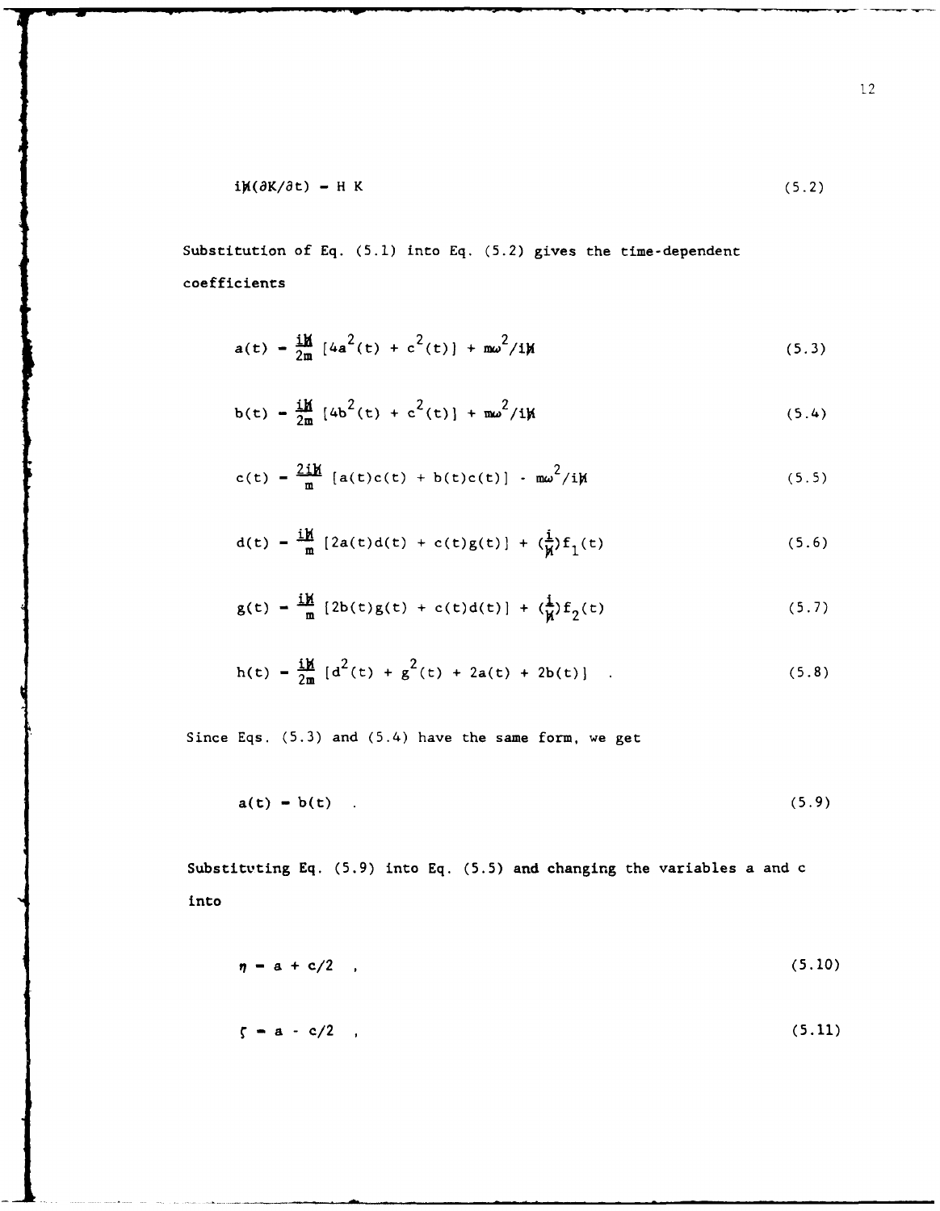$$i\hbar(\partial K/\partial t) = H\,K \tag{5.2}$$

Substitution of Eq. (5.1) into Eq. (5.2) gives the time-dependent coefficients

$$a(t) = \frac{i\hbar}{2m}\,[4a^2(t) + c^2(t)] + m\omega^2/i\hbar \tag{5.3}$$

$$b(t) = \frac{i\hbar}{2m}\,[4b^2(t) + c^2(t)] + m\omega^2/i\hbar \tag{5.4}$$

$$c(t) = \frac{2i\hbar}{m}\,[a(t)c(t) + b(t)c(t)] - m\omega^2/i\hbar \tag{5.5}$$

$$d(t) = \frac{i\hbar}{m}\,[2a(t)d(t) + c(t)g(t)] + (\frac{i}{\hbar})f_1(t) \tag{5.6}$$

$$g(t) = \frac{i\hbar}{m}\,[2b(t)g(t) + c(t)d(t)] + (\frac{i}{\hbar})f_2(t) \tag{5.7}$$

$$h(t) = \frac{i\hbar}{2m}\,[d^2(t) + g^2(t) + 2a(t) + 2b(t)] \quad . \tag{5.8}$$

Since Eqs. (5.3) and (5.4) have the same form, we get

$$a(t) = b(t) \quad . \tag{5.9}$$

Substituting Eq. (5.9) into Eq. (5.5) and changing the variables a and c into

$$\eta = a + c/2 \quad , \tag{5.10}$$

$$\zeta = a - c/2 \quad , \tag{5.11}$$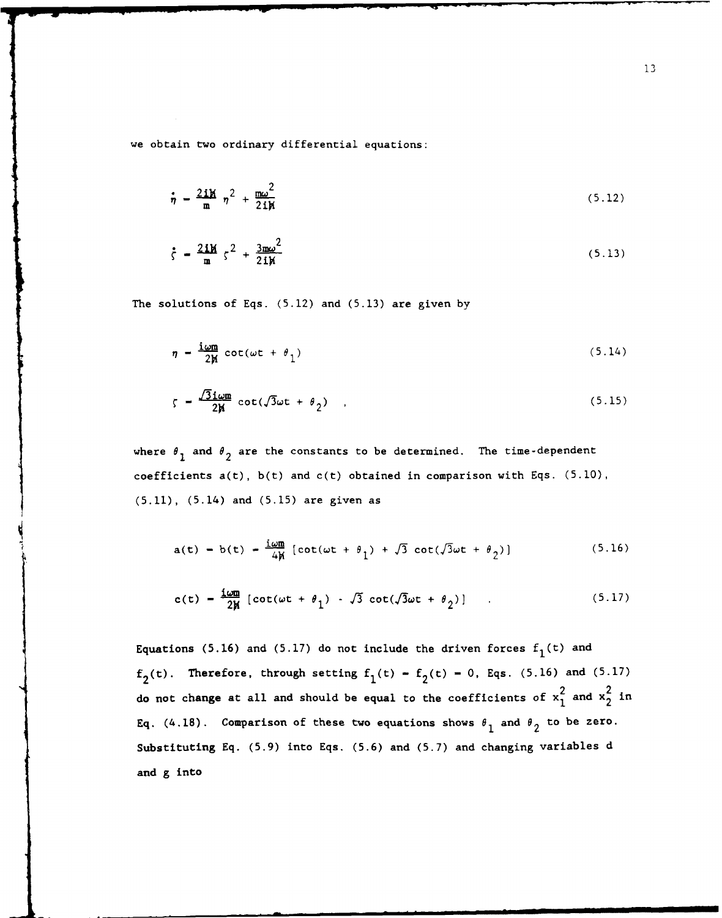we obtain two ordinary differential equations:

$$\dot{\eta} = \frac{2i\hbar}{m}\eta^2 + \frac{m\omega^2}{2i\hbar} \tag{5.12}$$

$$\dot{\zeta} = \frac{2i\hbar}{m}\zeta^2 + \frac{3m\omega^2}{2i\hbar} \tag{5.13}$$

The solutions of Eqs. (5.12) and (5.13) are given by

$$\eta = \frac{i\omega m}{2\hbar}\cot(\omega t + \theta_1) \tag{5.14}$$

$$\zeta = \frac{\sqrt{3}i\omega m}{2\hbar}\cot(\sqrt{3}\omega t + \theta_2) \quad , \tag{5.15}$$

where $\theta_1$ and $\theta_2$ are the constants to be determined. The time-dependent coefficients a(t), b(t) and c(t) obtained in comparison with Eqs. (5.10), (5.11), (5.14) and (5.15) are given as

$$a(t) = b(t) = \frac{i\omega m}{4\hbar}[\cot(\omega t + \theta_1) + \sqrt{3}\cot(\sqrt{3}\omega t + \theta_2)] \tag{5.16}$$

$$c(t) = \frac{i\omega m}{2\hbar}[\cot(\omega t + \theta_1) - \sqrt{3}\cot(\sqrt{3}\omega t + \theta_2)] \quad . \tag{5.17}$$

Equations (5.16) and (5.17) do not include the driven forces $f_1(t)$ and $f_2(t)$. Therefore, through setting $f_1(t) = f_2(t) = 0$, Eqs. (5.16) and (5.17) do not change at all and should be equal to the coefficients of $x_1^2$ and $x_2^2$ in Eq. (4.18). Comparison of these two equations shows $\theta_1$ and $\theta_2$ to be zero. Substituting Eq. (5.9) into Eqs. (5.6) and (5.7) and changing variables d and g into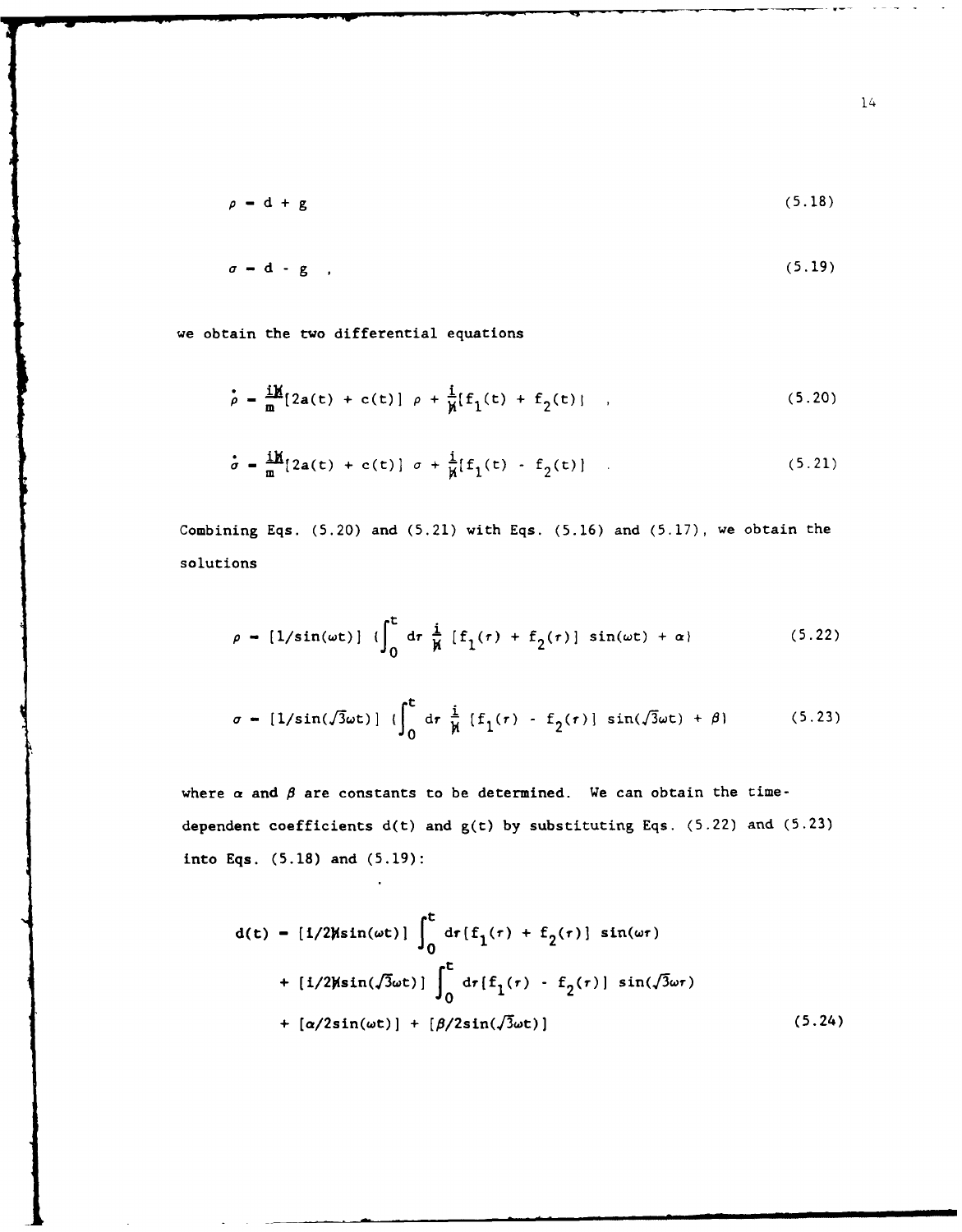$$\rho = d + g \tag{5.18}$$

$$\sigma = d - g \ , \tag{5.19}$$

we obtain the two differential equations

$$\dot{\rho} = \frac{i\hbar}{m}[2a(t) + c(t)]\ \rho + \frac{i}{\hbar}[f_1(t) + f_2(t)] \ , \tag{5.20}$$

$$\dot{\sigma} = \frac{i\hbar}{m}[2a(t) + c(t)]\ \sigma + \frac{i}{\hbar}[f_1(t) - f_2(t)] \ . \tag{5.21}$$

Combining Eqs. (5.20) and (5.21) with Eqs. (5.16) and (5.17), we obtain the solutions

$$\rho = [1/\sin(\omega t)]\ \{\int_0^t d\tau\ \frac{i}{\hbar}\ [f_1(\tau) + f_2(\tau)]\ \sin(\omega t) + \alpha\} \tag{5.22}$$

$$\sigma = [1/\sin(\sqrt{3}\omega t)]\ \{\int_0^t d\tau\ \frac{i}{\hbar}\ [f_1(\tau) - f_2(\tau)]\ \sin(\sqrt{3}\omega t) + \beta\} \tag{5.23}$$

where $\alpha$ and $\beta$ are constants to be determined. We can obtain the time-dependent coefficients d(t) and g(t) by substituting Eqs. (5.22) and (5.23) into Eqs. (5.18) and (5.19):

$$\begin{aligned} d(t) = {} & [i/2\hbar\sin(\omega t)]\int_0^t d\tau[f_1(\tau) + f_2(\tau)]\ \sin(\omega\tau) \\ & + [i/2\hbar\sin(\sqrt{3}\omega t)]\int_0^t d\tau[f_1(\tau) - f_2(\tau)]\ \sin(\sqrt{3}\omega\tau) \\ & + [\alpha/2\sin(\omega t)] + [\beta/2\sin(\sqrt{3}\omega t)] \end{aligned} \tag{5.24}$$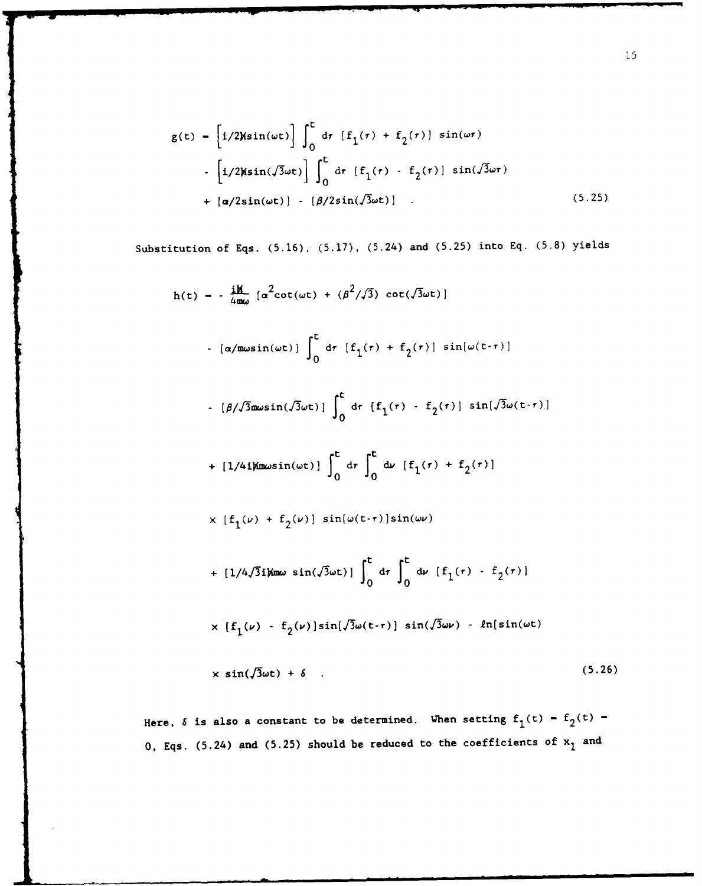$$
\begin{aligned}
g(t) = & \left[i/2\hbar\sin(\omega t)\right] \int_0^t d\tau\ [f_1(\tau) + f_2(\tau)]\ \sin(\omega\tau) \\
& - \left[i/2\hbar\sin(\sqrt{3}\omega t)\right] \int_0^t d\tau\ [f_1(\tau) - f_2(\tau)]\ \sin(\sqrt{3}\omega\tau) \\
& + [\alpha/2\sin(\omega t)] - [\beta/2\sin(\sqrt{3}\omega t)] \quad . \qquad (5.25)
\end{aligned}
$$

Substitution of Eqs. (5.16), (5.17), (5.24) and (5.25) into Eq. (5.8) yields

$$
\begin{aligned}
h(t) = & -\frac{i\hbar}{4m\omega}\ [\alpha^2\cot(\omega t) + (\beta^2/\sqrt{3})\ \cot(\sqrt{3}\omega t)] \\
& - [\alpha/m\omega\sin(\omega t)] \int_0^t d\tau\ [f_1(\tau) + f_2(\tau)]\ \sin[\omega(t-\tau)] \\
& - [\beta/\sqrt{3}m\omega\sin(\sqrt{3}\omega t)] \int_0^t d\tau\ [f_1(\tau) - f_2(\tau)]\ \sin[\sqrt{3}\omega(t-\tau)] \\
& + [1/4i\hbar m\omega\sin(\omega t)] \int_0^t d\tau \int_0^t d\nu\ [f_1(\tau) + f_2(\tau)] \\
& \times [f_1(\nu) + f_2(\nu)]\ \sin[\omega(t-\tau)]\sin(\omega\nu) \\
& + [1/4\sqrt{3}i\hbar m\omega\ \sin(\sqrt{3}\omega t)] \int_0^t d\tau \int_0^t d\nu\ [f_1(\tau) - f_2(\tau)] \\
& \times [f_1(\nu) - f_2(\nu)]\sin[\sqrt{3}\omega(t-\tau)]\ \sin(\sqrt{3}\omega\nu) - \ell n[\sin(\omega t) \\
& \times \sin(\sqrt{3}\omega t) + \delta \quad . \qquad (5.26)
\end{aligned}
$$

Here, $\delta$ is also a constant to be determined. When setting $f_1(t) = f_2(t) = 0$, Eqs. (5.24) and (5.25) should be reduced to the coefficients of $x_1$ and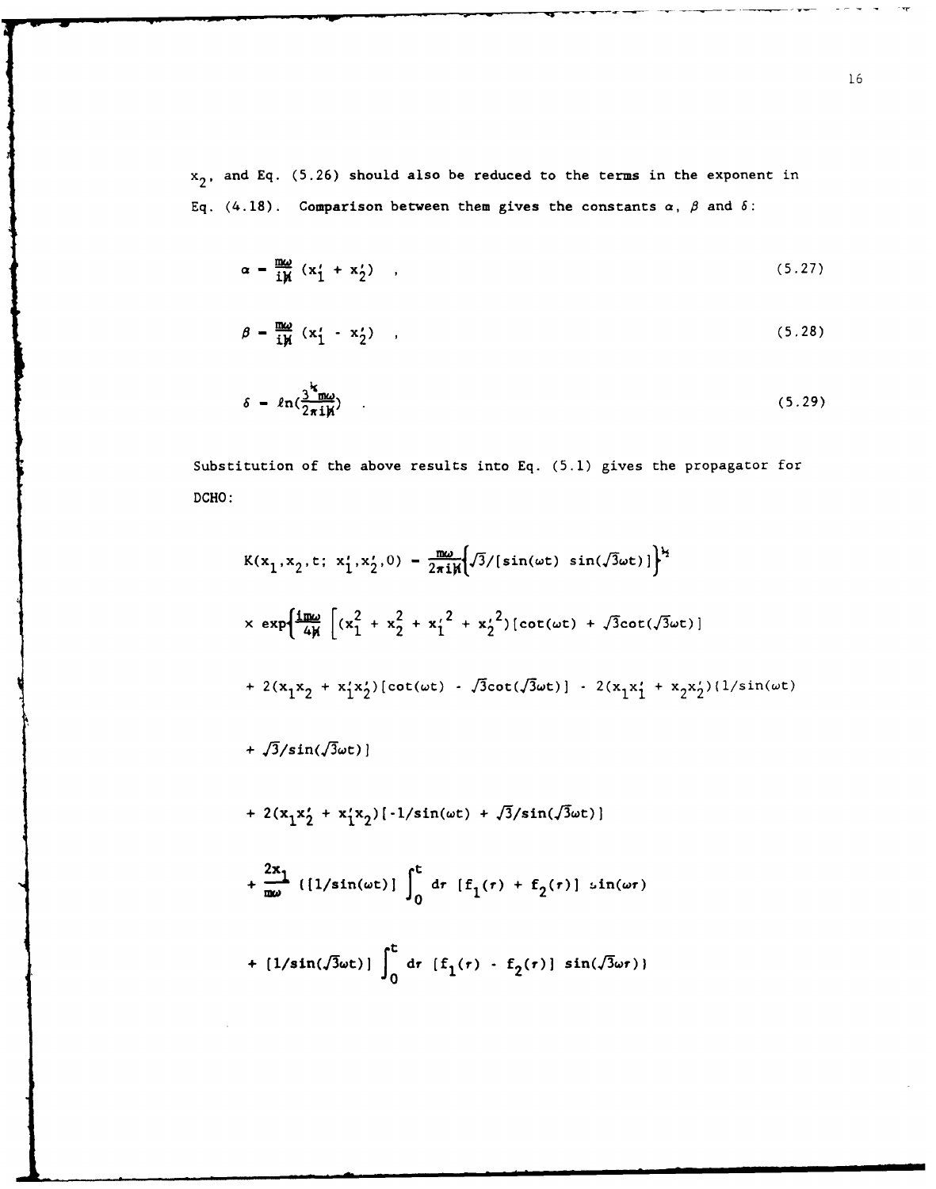$x_2$, and Eq. (5.26) should also be reduced to the terms in the exponent in Eq. (4.18). Comparison between them gives the constants $\alpha$, $\beta$ and $\delta$:

$$\alpha = \frac{m\omega}{i\hbar}(x_1' + x_2') \quad , \tag{5.27}$$

$$\beta = \frac{m\omega}{i\hbar}(x_1' - x_2') \quad , \tag{5.28}$$

$$\delta = \ell n\left(\frac{3^{\frac{1}{2}} m\omega}{2\pi i\hbar}\right) \quad . \tag{5.29}$$

Substitution of the above results into Eq. (5.1) gives the propagator for DCHO:

$$K(x_1, x_2, t;\, x_1', x_2', 0) = \frac{m\omega}{2\pi i\hbar}\left\{\sqrt{3}/[\sin(\omega t)\ \sin(\sqrt{3}\omega t)]\right\}^{\frac{1}{2}}$$

$$\times \exp\left\{\frac{im\omega}{4\hbar}\left[(x_1^2 + x_2^2 + x_1'^2 + x_2'^2)[\cot(\omega t) + \sqrt{3}\cot(\sqrt{3}\omega t)]\right.\right.$$

$$+ 2(x_1 x_2 + x_1' x_2')[\cot(\omega t) - \sqrt{3}\cot(\sqrt{3}\omega t)] - 2(x_1 x_1' + x_2 x_2')[1/\sin(\omega t)$$

$$+ \sqrt{3}/\sin(\sqrt{3}\omega t)]$$

$$+ 2(x_1 x_2' + x_1' x_2)[-1/\sin(\omega t) + \sqrt{3}/\sin(\sqrt{3}\omega t)]$$

$$+ \frac{2x_1}{m\omega}\left([1/\sin(\omega t)]\int_0^t d\tau\ [f_1(\tau) + f_2(\tau)]\ \sin(\omega\tau)\right.$$

$$\left. + [1/\sin(\sqrt{3}\omega t)]\int_0^t d\tau\ [f_1(\tau) - f_2(\tau)]\ \sin(\sqrt{3}\omega\tau)\right)$$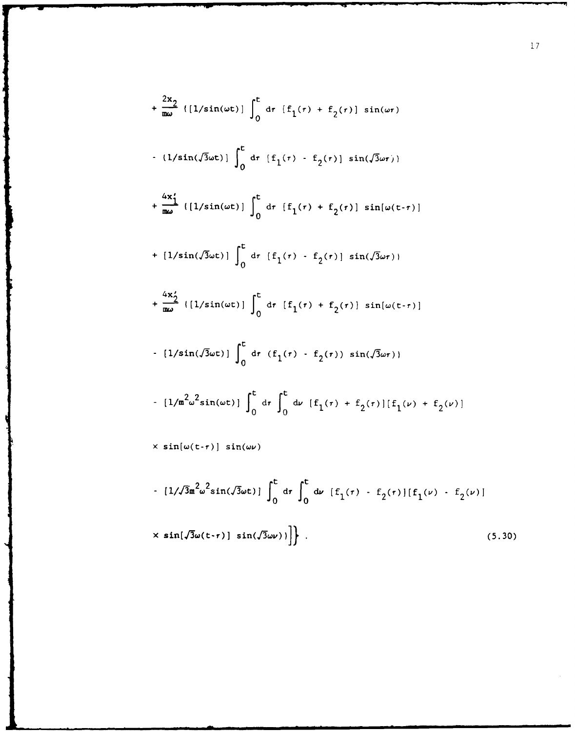$$
+ \frac{2x_2}{m\omega} \{[1/\sin(\omega t)] \int_0^t d\tau \, [f_1(\tau) + f_2(\tau)] \sin(\omega\tau)
$$

$$
- [1/\sin(\sqrt{3}\omega t)] \int_0^t d\tau \, [f_1(\tau) - f_2(\tau)] \sin(\sqrt{3}\omega\tau)\}
$$

$$
+ \frac{4x_1'}{m\omega} \{[1/\sin(\omega t)] \int_0^t d\tau \, [f_1(\tau) + f_2(\tau)] \sin[\omega(t-\tau)]
$$

$$
+ [1/\sin(\sqrt{3}\omega t)] \int_0^t d\tau \, [f_1(\tau) - f_2(\tau)] \sin(\sqrt{3}\omega\tau)\}
$$

$$
+ \frac{4x_2'}{m\omega} \{[1/\sin(\omega t)] \int_0^t d\tau \, [f_1(\tau) + f_2(\tau)] \sin[\omega(t-\tau)]
$$

$$
- [1/\sin(\sqrt{3}\omega t)] \int_0^t d\tau \, (f_1(\tau) - f_2(\tau)) \sin(\sqrt{3}\omega\tau)\}
$$

$$
- [1/m^2\omega^2\sin(\omega t)] \int_0^t d\tau \int_0^t d\nu \, [f_1(\tau) + f_2(\tau)][f_1(\nu) + f_2(\nu)]
$$

$$
\times \sin[\omega(t-\tau)] \sin(\omega\nu)
$$

$$
- [1/\sqrt{3}m^2\omega^2\sin(\sqrt{3}\omega t)] \int_0^t d\tau \int_0^t d\nu \, [f_1(\tau) - f_2(\tau)][f_1(\nu) - f_2(\nu)]
$$

$$
\times \sin[\sqrt{3}\omega(t-\tau)] \sin(\sqrt{3}\omega\nu)\}\Big]\Big\} \, . \tag{5.30}
$$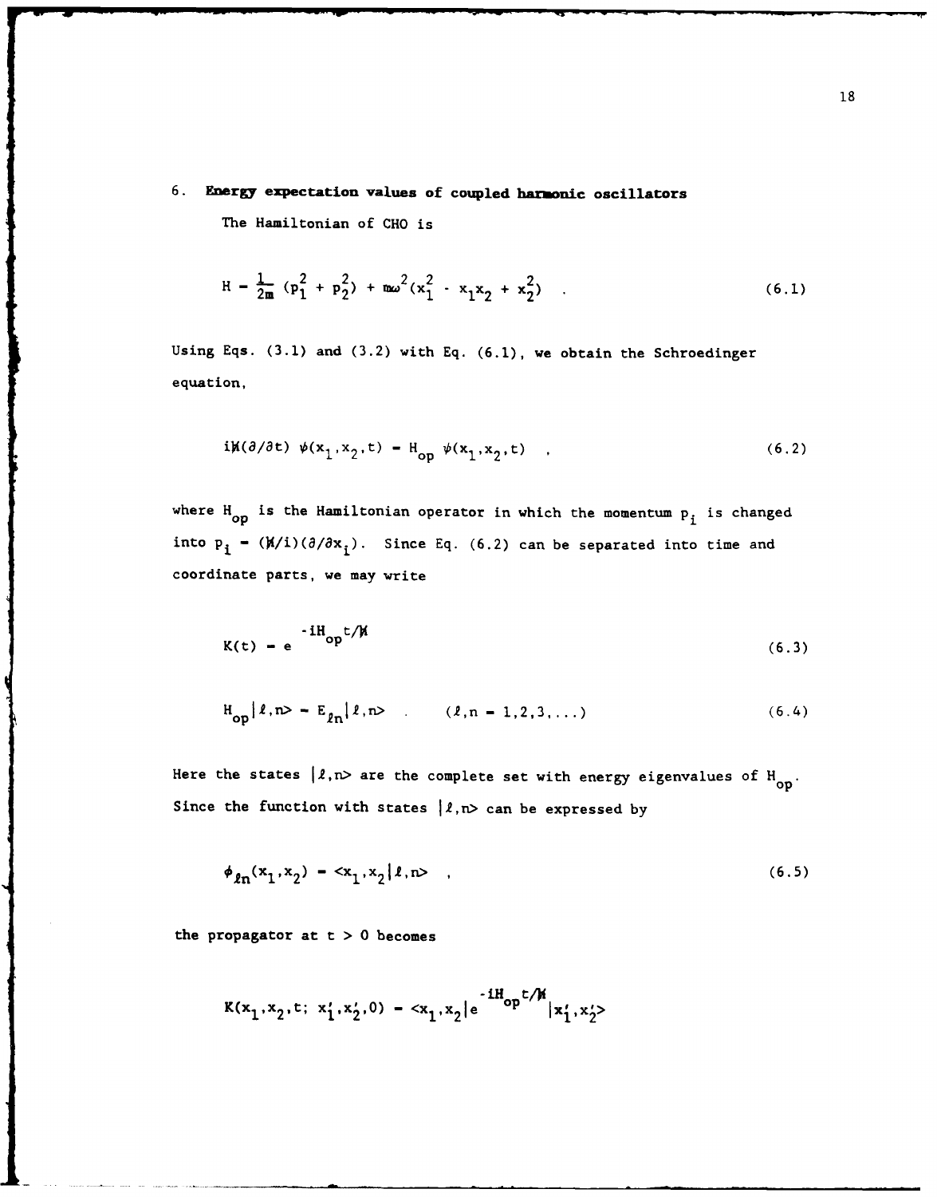## 6. **Energy expectation values of coupled harmonic oscillators**

The Hamiltonian of CHO is

$$H = \frac{1}{2m}(p_1^2 + p_2^2) + m\omega^2(x_1^2 - x_1 x_2 + x_2^2) \quad . \tag{6.1}$$

Using Eqs. (3.1) and (3.2) with Eq. (6.1), we obtain the Schroedinger equation,

$$i\hbar(\partial/\partial t)\, \psi(x_1, x_2, t) = H_{op}\, \psi(x_1, x_2, t) \quad , \tag{6.2}$$

where $H_{op}$ is the Hamiltonian operator in which the momentum $p_i$ is changed into $p_i = (\hbar/i)(\partial/\partial x_i)$. Since Eq. (6.2) can be separated into time and coordinate parts, we may write

$$K(t) = e^{-iH_{op}t/\hbar} \tag{6.3}$$

$$H_{op}|\ell,n\rangle = E_{\ell n}|\ell,n\rangle \quad . \qquad (\ell,n = 1,2,3,\ldots) \tag{6.4}$$

Here the states $|\ell,n\rangle$ are the complete set with energy eigenvalues of $H_{op}$. Since the function with states $|\ell,n\rangle$ can be expressed by

$$\phi_{\ell n}(x_1, x_2) = \langle x_1, x_2|\ell,n\rangle \quad , \tag{6.5}$$

the propagator at $t > 0$ becomes

$$K(x_1, x_2, t;\, x_1', x_2', 0) = \langle x_1, x_2|e^{-iH_{op}t/\hbar}|x_1', x_2'\rangle$$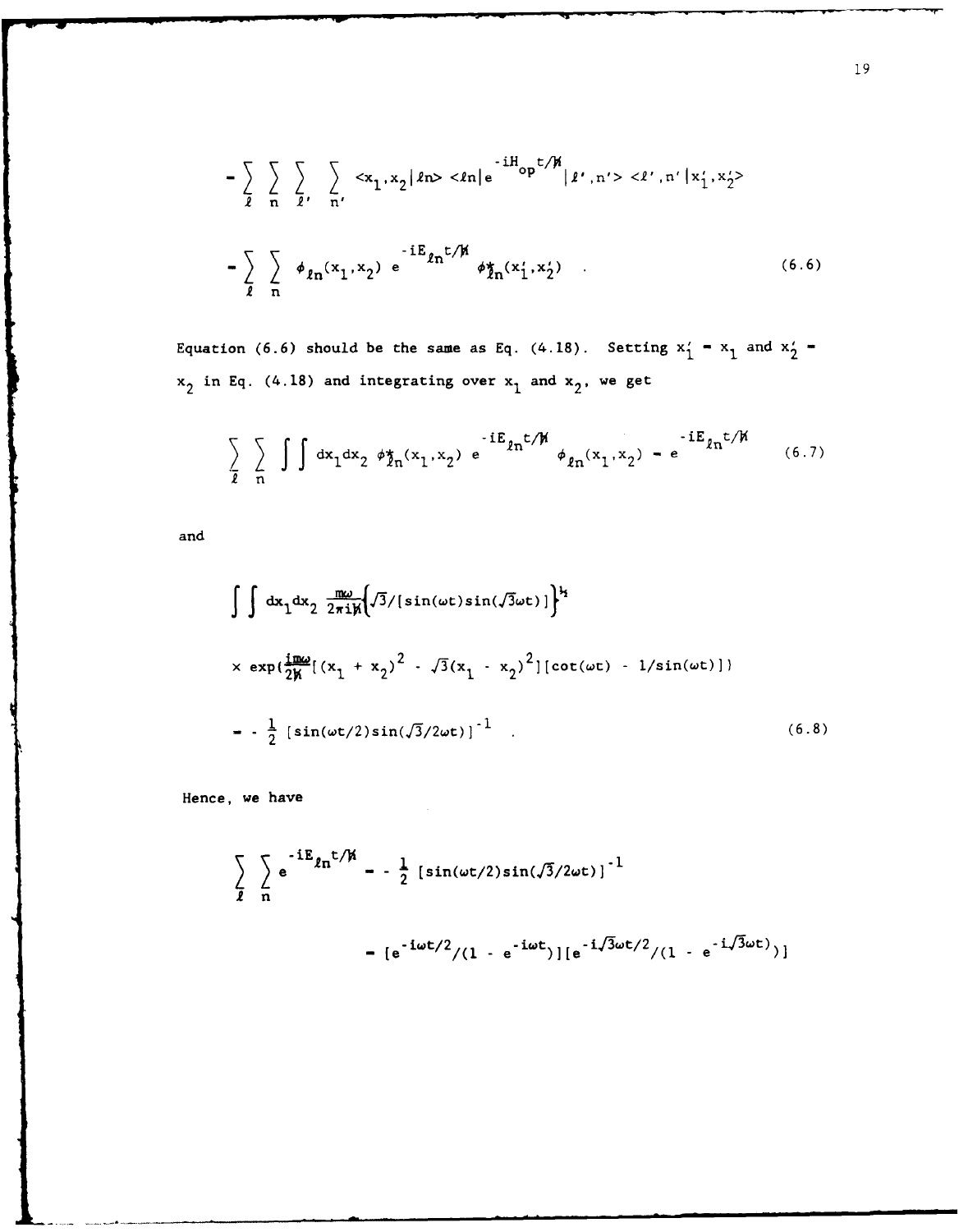$$= \sum_{\ell} \sum_{n} \sum_{\ell'} \sum_{n'} \langle x_1, x_2 | \ell n \rangle \langle \ell n | e^{-iH_{op}t/\hbar} | \ell', n' \rangle \langle \ell', n' | x_1', x_2' \rangle$$

$$= \sum_{\ell} \sum_{n} \phi_{\ell n}(x_1, x_2)\, e^{-iE_{\ell n}t/\hbar}\, \phi^*_{\ell n}(x_1', x_2') \quad . \tag{6.6}$$

Equation (6.6) should be the same as Eq. (4.18). Setting $x_1' = x_1$ and $x_2' = x_2$ in Eq. (4.18) and integrating over $x_1$ and $x_2$, we get

$$\sum_{\ell} \sum_{n} \int \int dx_1 dx_2\, \phi^*_{\ell n}(x_1, x_2)\, e^{-iE_{\ell n}t/\hbar}\, \phi_{\ell n}(x_1, x_2) = e^{-iE_{\ell n}t/\hbar} \tag{6.7}$$

and

$$\int \int dx_1 dx_2 \frac{m\omega}{2\pi i\hbar} \left\{ \sqrt{3}/[\sin(\omega t)\sin(\sqrt{3}\omega t)] \right\}^{\frac{1}{2}}$$

$$\times \exp\left(\frac{im\omega}{2\hbar}[(x_1 + x_2)^2 - \sqrt{3}(x_1 - x_2)^2][\cot(\omega t) - 1/\sin(\omega t)]\right)$$

$$= -\frac{1}{2}[\sin(\omega t/2)\sin(\sqrt{3}/2\omega t)]^{-1} \quad . \tag{6.8}$$

Hence, we have

$$\sum_{\ell} \sum_{n} e^{-iE_{\ell n}t/\hbar} = -\frac{1}{2}[\sin(\omega t/2)\sin(\sqrt{3}/2\omega t)]^{-1}$$

$$= [e^{-i\omega t/2}/(1 - e^{-i\omega t})][e^{-i\sqrt{3}\omega t/2}/(1 - e^{-i\sqrt{3}\omega t})]$$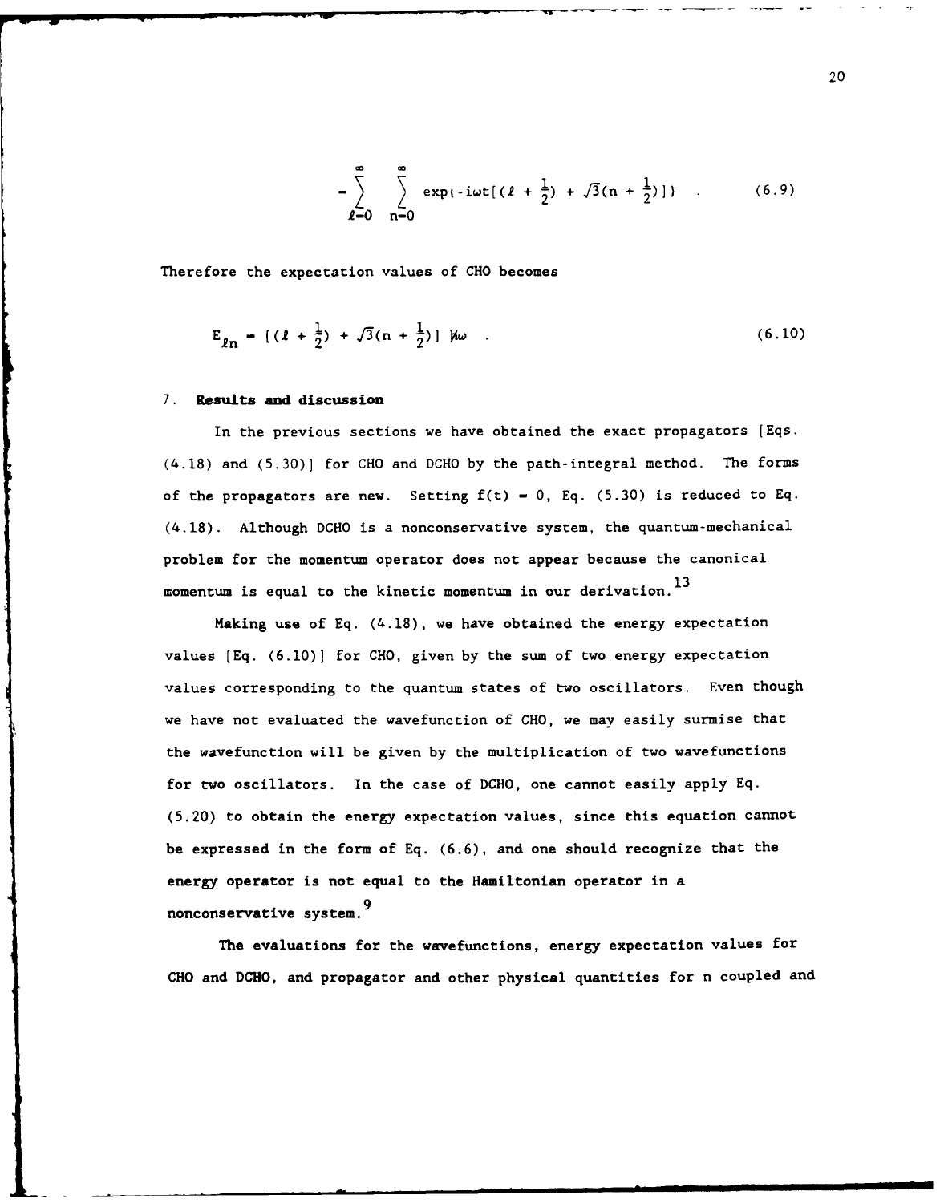$$= \sum_{\ell=0}^{\infty} \sum_{n=0}^{\infty} \exp\{-i\omega t[(\ell + \tfrac{1}{2}) + \sqrt{3}(n + \tfrac{1}{2})]\} \quad . \tag{6.9}$$

Therefore the expectation values of CHO becomes

$$E_{\ell n} = [(\ell + \tfrac{1}{2}) + \sqrt{3}(n + \tfrac{1}{2})] \hbar\omega \quad . \tag{6.10}$$

## 7. Results and discussion

In the previous sections we have obtained the exact propagators [Eqs. (4.18) and (5.30)] for CHO and DCHO by the path-integral method. The forms of the propagators are new. Setting $f(t) = 0$, Eq. (5.30) is reduced to Eq. (4.18). Although DCHO is a nonconservative system, the quantum-mechanical problem for the momentum operator does not appear because the canonical momentum is equal to the kinetic momentum in our derivation.[13]

Making use of Eq. (4.18), we have obtained the energy expectation values [Eq. (6.10)] for CHO, given by the sum of two energy expectation values corresponding to the quantum states of two oscillators. Even though we have not evaluated the wavefunction of CHO, we may easily surmise that the wavefunction will be given by the multiplication of two wavefunctions for two oscillators. In the case of DCHO, one cannot easily apply Eq. (5.20) to obtain the energy expectation values, since this equation cannot be expressed in the form of Eq. (6.6), and one should recognize that the energy operator is not equal to the Hamiltonian operator in a nonconservative system.[9]

The evaluations for the wavefunctions, energy expectation values for CHO and DCHO, and propagator and other physical quantities for n coupled and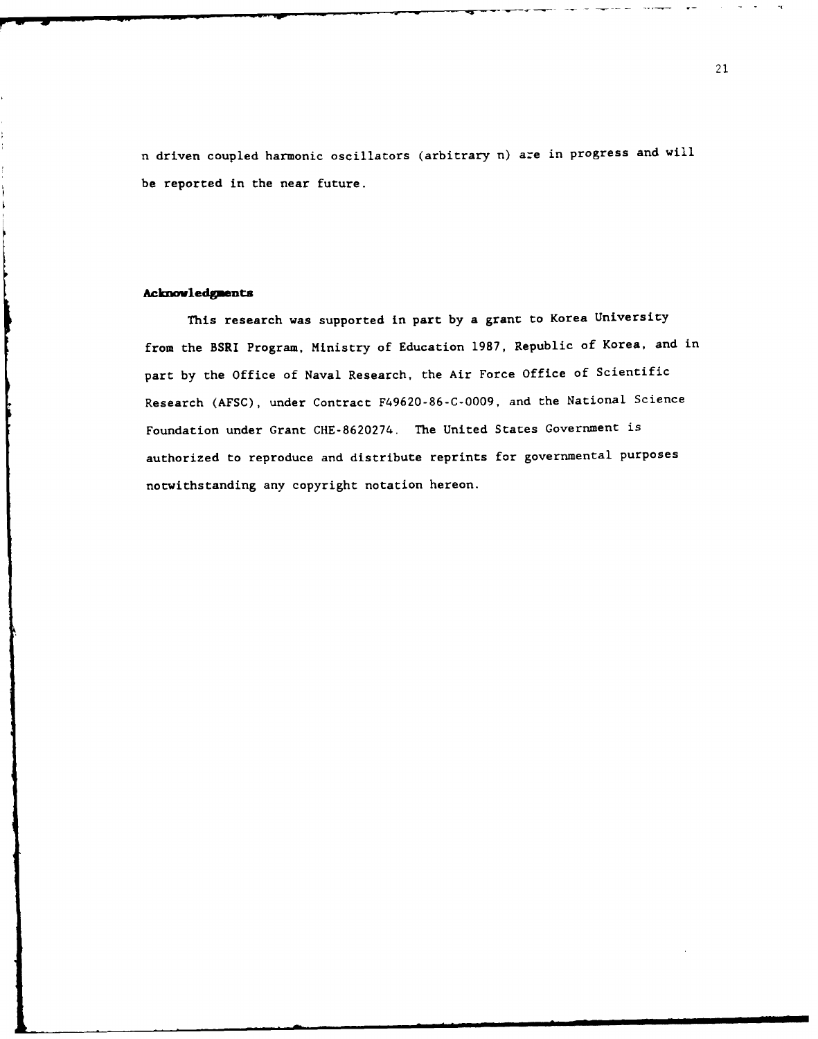n driven coupled harmonic oscillators (arbitrary n) are in progress and will be reported in the near future.

**Acknowledgments**

This research was supported in part by a grant to Korea University from the BSRI Program, Ministry of Education 1987, Republic of Korea, and in part by the Office of Naval Research, the Air Force Office of Scientific Research (AFSC), under Contract F49620-86-C-0009, and the National Science Foundation under Grant CHE-8620274. The United States Government is authorized to reproduce and distribute reprints for governmental purposes notwithstanding any copyright notation hereon.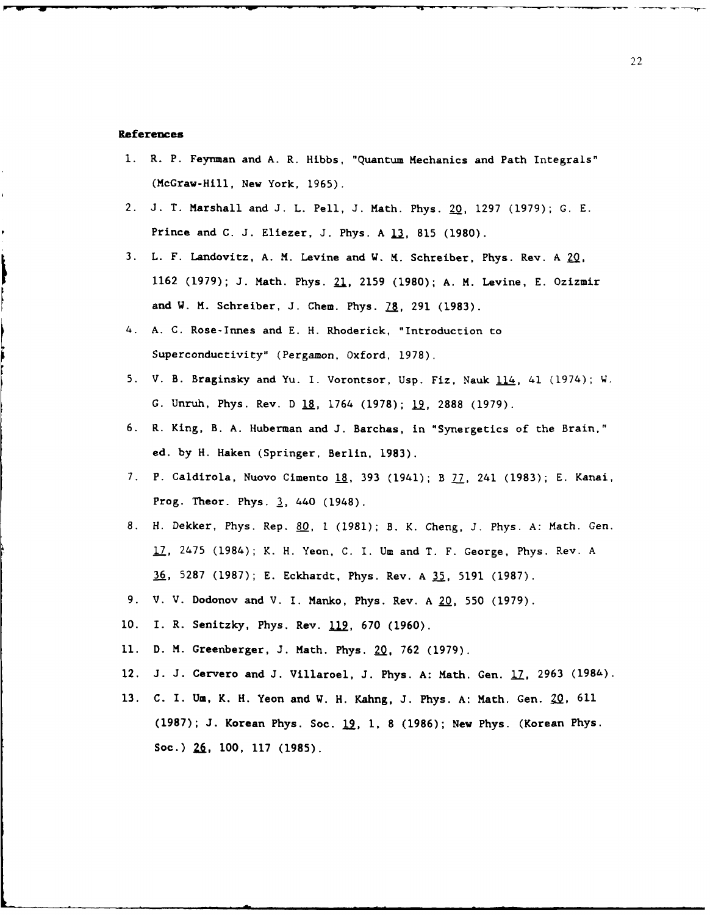**References**

1. R. P. Feynman and A. R. Hibbs, "Quantum Mechanics and Path Integrals" (McGraw-Hill, New York, 1965).
2. J. T. Marshall and J. L. Pell, J. Math. Phys. 20, 1297 (1979); G. E. Prince and C. J. Eliezer, J. Phys. A 13, 815 (1980).
3. L. F. Landovitz, A. M. Levine and W. M. Schreiber, Phys. Rev. A 20, 1162 (1979); J. Math. Phys. 21, 2159 (1980); A. M. Levine, E. Ozizmir and W. M. Schreiber, J. Chem. Phys. 78, 291 (1983).
4. A. C. Rose-Innes and E. H. Rhoderick, "Introduction to Superconductivity" (Pergamon, Oxford, 1978).
5. V. B. Braginsky and Yu. I. Vorontsor, Usp. Fiz, Nauk 114, 41 (1974); W. G. Unruh, Phys. Rev. D 18, 1764 (1978); 19, 2888 (1979).
6. R. King, B. A. Huberman and J. Barchas, in "Synergetics of the Brain," ed. by H. Haken (Springer, Berlin, 1983).
7. P. Caldirola, Nuovo Cimento 18, 393 (1941); B 77, 241 (1983); E. Kanai, Prog. Theor. Phys. 3, 440 (1948).
8. H. Dekker, Phys. Rep. 80, 1 (1981); B. K. Cheng, J. Phys. A: Math. Gen. 17, 2475 (1984); K. H. Yeon, C. I. Um and T. F. George, Phys. Rev. A 36, 5287 (1987); E. Eckhardt, Phys. Rev. A 35, 5191 (1987).
9. V. V. Dodonov and V. I. Manko, Phys. Rev. A 20, 550 (1979).
10. I. R. Senitzky, Phys. Rev. 119, 670 (1960).
11. D. M. Greenberger, J. Math. Phys. 20, 762 (1979).
12. J. J. Cervero and J. Villaroel, J. Phys. A: Math. Gen. 17, 2963 (1984).
13. C. I. Um, K. H. Yeon and W. H. Kahng, J. Phys. A: Math. Gen. 20, 611 (1987); J. Korean Phys. Soc. 19, 1, 8 (1986); New Phys. (Korean Phys. Soc.) 26, 100, 117 (1985).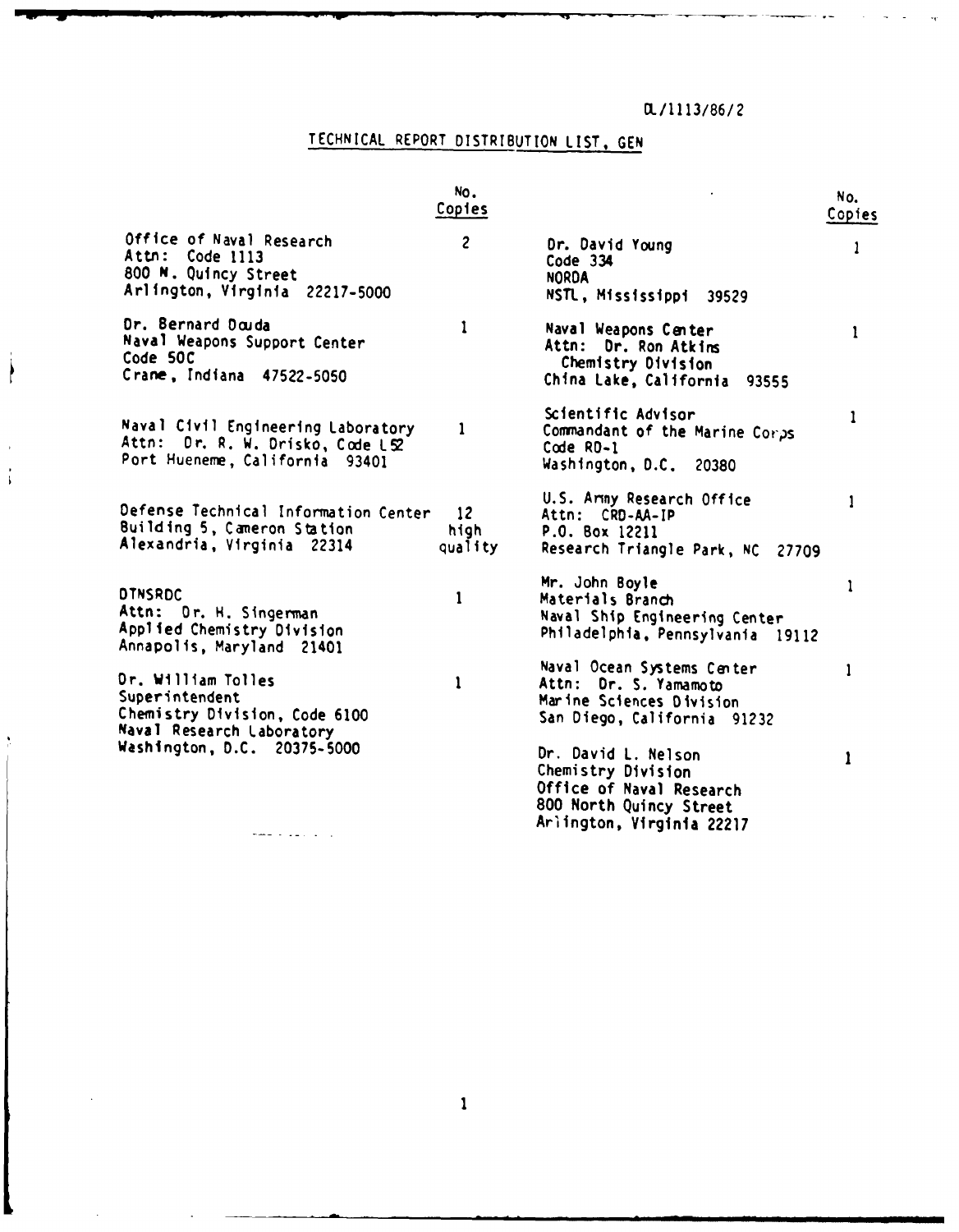DL/1113/86/2

# TECHNICAL REPORT DISTRIBUTION LIST, GEN

| | No. Copies |
|---|---|
| Office of Naval Research<br>Attn: Code 1113<br>800 N. Quincy Street<br>Arlington, Virginia 22217-5000 | 2 |
| Dr. Bernard Douda<br>Naval Weapons Support Center<br>Code 50C<br>Crane, Indiana 47522-5050 | 1 |
| Naval Civil Engineering Laboratory<br>Attn: Dr. R. W. Drisko, Code L52<br>Port Hueneme, California 93401 | 1 |
| Defense Technical Information Center<br>Building 5, Cameron Station<br>Alexandria, Virginia 22314 | 12 high quality |
| DTNSRDC<br>Attn: Dr. H. Singerman<br>Applied Chemistry Division<br>Annapolis, Maryland 21401 | 1 |
| Dr. William Tolles<br>Superintendent<br>Chemistry Division, Code 6100<br>Naval Research Laboratory<br>Washington, D.C. 20375-5000 | 1 |
| Dr. David Young<br>Code 334<br>NORDA<br>NSTL, Mississippi 39529 | 1 |
| Naval Weapons Center<br>Attn: Dr. Ron Atkins<br>Chemistry Division<br>China Lake, California 93555 | 1 |
| Scientific Advisor<br>Commandant of the Marine Corps<br>Code RD-1<br>Washington, D.C. 20380 | 1 |
| U.S. Army Research Office<br>Attn: CRD-AA-IP<br>P.O. Box 12211<br>Research Triangle Park, NC 27709 | 1 |
| Mr. John Boyle<br>Materials Branch<br>Naval Ship Engineering Center<br>Philadelphia, Pennsylvania 19112 | 1 |
| Naval Ocean Systems Center<br>Attn: Dr. S. Yamamoto<br>Marine Sciences Division<br>San Diego, California 91232 | 1 |
| Dr. David L. Nelson<br>Chemistry Division<br>Office of Naval Research<br>800 North Quincy Street<br>Arlington, Virginia 22217 | 1 |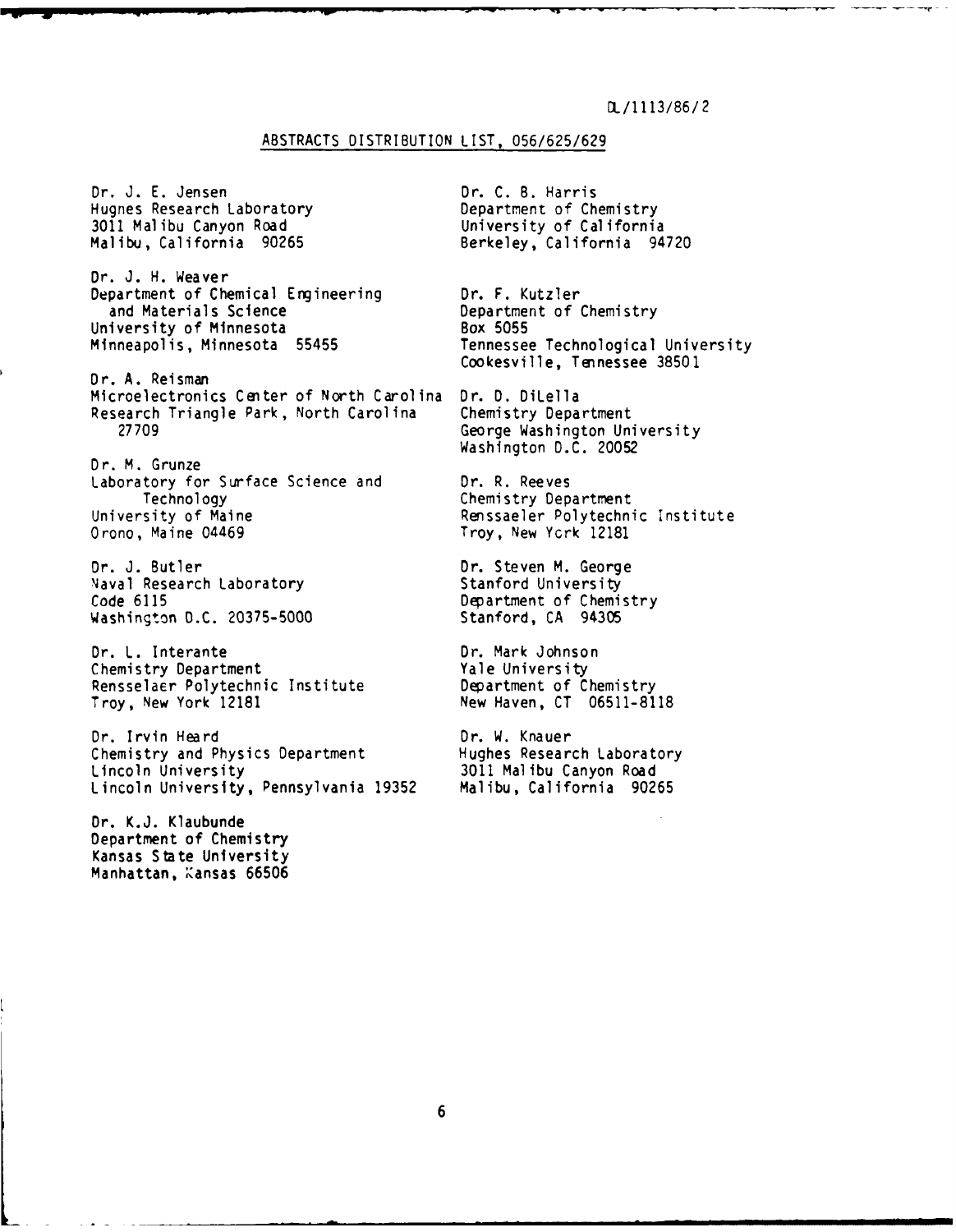DL/1113/86/2

## ABSTRACTS DISTRIBUTION LIST, 056/625/629

Dr. J. E. Jensen
Hughes Research Laboratory
3011 Malibu Canyon Road
Malibu, California 90265

Dr. J. H. Weaver
Department of Chemical Engineering
and Materials Science
University of Minnesota
Minneapolis, Minnesota 55455

Dr. A. Reisman
Microelectronics Center of North Carolina
Research Triangle Park, North Carolina
27709

Dr. M. Grunze
Laboratory for Surface Science and
Technology
University of Maine
Orono, Maine 04469

Dr. J. Butler
Naval Research Laboratory
Code 6115
Washington D.C. 20375-5000

Dr. L. Interante
Chemistry Department
Rensselaer Polytechnic Institute
Troy, New York 12181

Dr. Irvin Heard
Chemistry and Physics Department
Lincoln University
Lincoln University, Pennsylvania 19352

Dr. K.J. Klaubunde
Department of Chemistry
Kansas State University
Manhattan, Kansas 66506

Dr. C. B. Harris
Department of Chemistry
University of California
Berkeley, California 94720

Dr. F. Kutzler
Department of Chemistry
Box 5055
Tennessee Technological University
Cookesville, Tennessee 38501

Dr. D. DiLella
Chemistry Department
George Washington University
Washington D.C. 20052

Dr. R. Reeves
Chemistry Department
Renssaeler Polytechnic Institute
Troy, New York 12181

Dr. Steven M. George
Stanford University
Department of Chemistry
Stanford, CA 94305

Dr. Mark Johnson
Yale University
Department of Chemistry
New Haven, CT 06511-8118

Dr. W. Knauer
Hughes Research Laboratory
3011 Malibu Canyon Road
Malibu, California 90265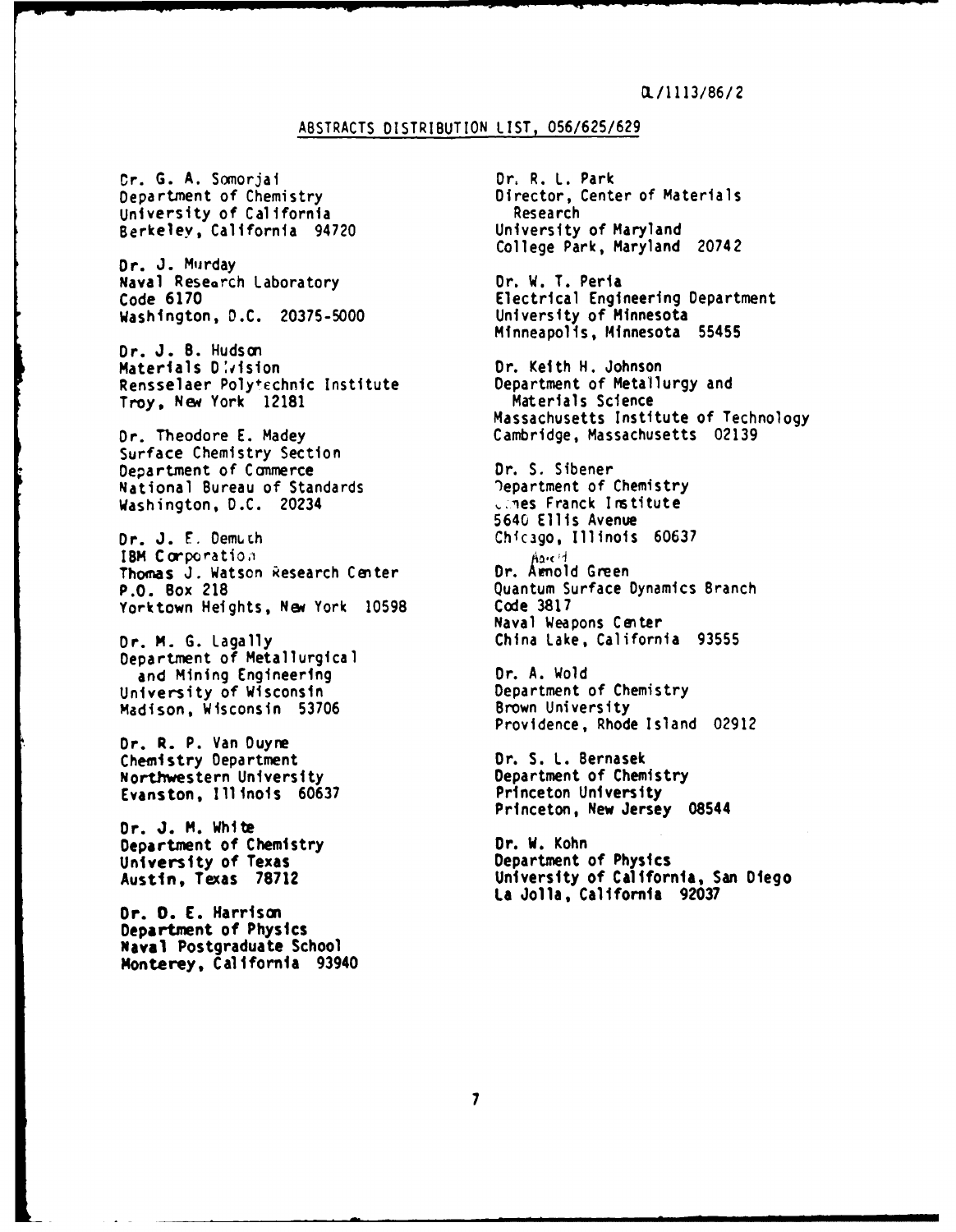OL/1113/86/2

## ABSTRACTS DISTRIBUTION LIST, 056/625/629

Dr. G. A. Somorjai
Department of Chemistry
University of California
Berkeley, California 94720

Dr. J. Murday
Naval Research Laboratory
Code 6170
Washington, D.C. 20375-5000

Dr. J. B. Hudson
Materials Division
Rensselaer Polytechnic Institute
Troy, New York 12181

Dr. Theodore E. Madey
Surface Chemistry Section
Department of Commerce
National Bureau of Standards
Washington, D.C. 20234

Dr. J. E. Demuth
IBM Corporation
Thomas J. Watson Research Center
P.O. Box 218
Yorktown Heights, New York 10598

Dr. M. G. Lagally
Department of Metallurgical and Mining Engineering
University of Wisconsin
Madison, Wisconsin 53706

Dr. R. P. Van Duyne
Chemistry Department
Northwestern University
Evanston, Illinois 60637

Dr. J. M. White
Department of Chemistry
University of Texas
Austin, Texas 78712

Dr. D. E. Harrison
Department of Physics
Naval Postgraduate School
Monterey, California 93940

Dr. R. L. Park
Director, Center of Materials Research
University of Maryland
College Park, Maryland 20742

Dr. W. T. Peria
Electrical Engineering Department
University of Minnesota
Minneapolis, Minnesota 55455

Dr. Keith H. Johnson
Department of Metallurgy and Materials Science
Massachusetts Institute of Technology
Cambridge, Massachusetts 02139

Dr. S. Sibener
Department of Chemistry
James Franck Institute
5640 Ellis Avenue
Chicago, Illinois 60637

Dr. Arnold Green
Quantum Surface Dynamics Branch
Code 3817
Naval Weapons Center
China Lake, California 93555

Dr. A. Wold
Department of Chemistry
Brown University
Providence, Rhode Island 02912

Dr. S. L. Bernasek
Department of Chemistry
Princeton University
Princeton, New Jersey 08544

Dr. W. Kohn
Department of Physics
University of California, San Diego
La Jolla, California 92037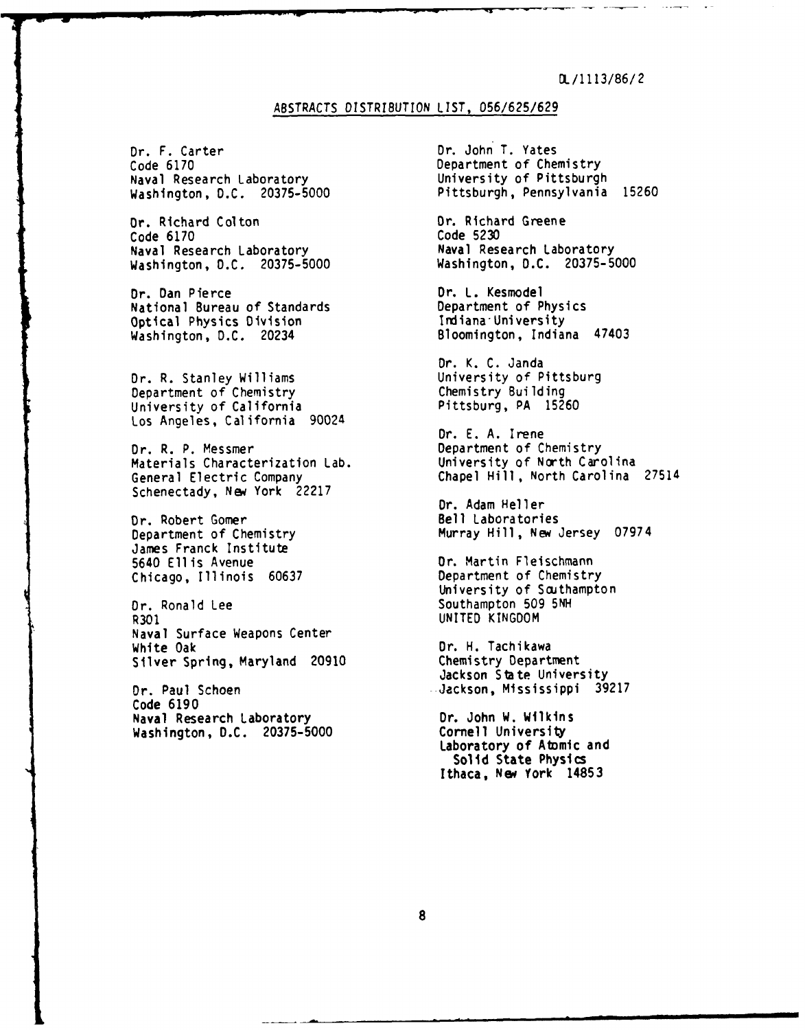DL/1113/86/2

## ABSTRACTS DISTRIBUTION LIST, 056/625/629

Dr. F. Carter
Code 6170
Naval Research Laboratory
Washington, D.C. 20375-5000

Dr. Richard Colton
Code 6170
Naval Research Laboratory
Washington, D.C. 20375-5000

Dr. Dan Pierce
National Bureau of Standards
Optical Physics Division
Washington, D.C. 20234

Dr. R. Stanley Williams
Department of Chemistry
University of California
Los Angeles, California 90024

Dr. R. P. Messmer
Materials Characterization Lab.
General Electric Company
Schenectady, New York 22217

Dr. Robert Gomer
Department of Chemistry
James Franck Institute
5640 Ellis Avenue
Chicago, Illinois 60637

Dr. Ronald Lee
R301
Naval Surface Weapons Center
White Oak
Silver Spring, Maryland 20910

Dr. Paul Schoen
Code 6190
Naval Research Laboratory
Washington, D.C. 20375-5000

Dr. John T. Yates
Department of Chemistry
University of Pittsburgh
Pittsburgh, Pennsylvania 15260

Dr. Richard Greene
Code 5230
Naval Research Laboratory
Washington, D.C. 20375-5000

Dr. L. Kesmodel
Department of Physics
Indiana University
Bloomington, Indiana 47403

Dr. K. C. Janda
University of Pittsburg
Chemistry Building
Pittsburg, PA 15260

Dr. E. A. Irene
Department of Chemistry
University of North Carolina
Chapel Hill, North Carolina 27514

Dr. Adam Heller
Bell Laboratories
Murray Hill, New Jersey 07974

Dr. Martin Fleischmann
Department of Chemistry
University of Southampton
Southampton 509 5NH
UNITED KINGDOM

Dr. H. Tachikawa
Chemistry Department
Jackson State University
Jackson, Mississippi 39217

Dr. John W. Wilkins
Cornell University
Laboratory of Atomic and
Solid State Physics
Ithaca, New York 14853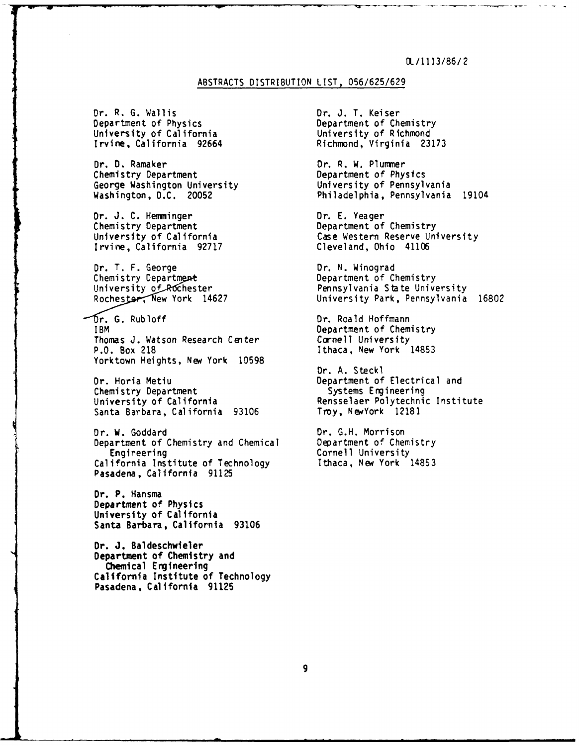DL/1113/86/2

## ABSTRACTS DISTRIBUTION LIST, 056/625/629

Dr. R. G. Wallis
Department of Physics
University of California
Irvine, California 92664

Dr. D. Ramaker
Chemistry Department
George Washington University
Washington, D.C. 20052

Dr. J. C. Hemminger
Chemistry Department
University of California
Irvine, California 92717

Dr. T. F. George
Chemistry Department
University of Rochester
Rochester, New York 14627

Dr. G. Rubloff
IBM
Thomas J. Watson Research Center
P.O. Box 218
Yorktown Heights, New York 10598

Dr. Horia Metiu
Chemistry Department
University of California
Santa Barbara, California 93106

Dr. W. Goddard
Department of Chemistry and Chemical
Engireering
California Institute of Technology
Pasadena, California 91125

Dr. P. Hansma
Department of Physics
University of California
Santa Barbara, California 93106

Dr. J. Baldeschwieler
Department of Chemistry and
Chemical Engineering
California Institute of Technology
Pasadena, California 91125

Dr. J. T. Keiser
Department of Chemistry
University of Richmond
Richmond, Virginia 23173

Dr. R. W. Plummer
Department of Physics
University of Pennsylvania
Philadelphia, Pennsylvania 19104

Dr. E. Yeager
Department of Chemistry
Case Western Reserve University
Cleveland, Ohio 41106

Dr. N. Winograd
Department of Chemistry
Pennsylvania State University
University Park, Pennsylvania 16802

Dr. Roald Hoffmann
Department of Chemistry
Cornell University
Ithaca, New York 14853

Dr. A. Steckl
Department of Electrical and
Systems Engineering
Rensselaer Polytechnic Institute
Troy, NewYork 12181

Dr. G.H. Morrison
Department of Chemistry
Cornell University
Ithaca, New York 14853